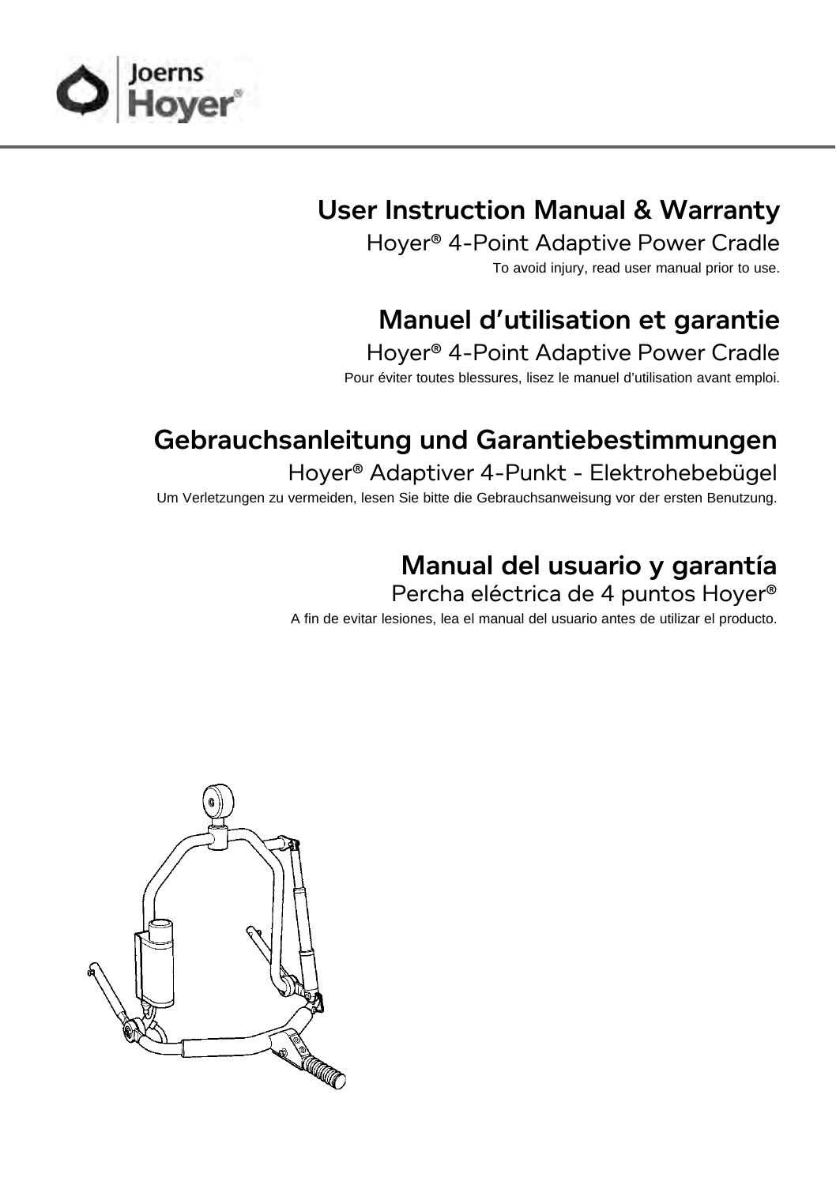Joerns Hoyer®

# User Instruction Manual & Warranty

## Hoyer® 4-Point Adaptive Power Cradle

To avoid injury, read user manual prior to use.

# Manuel d'utilisation et garantie

## Hoyer® 4-Point Adaptive Power Cradle

Pour éviter toutes blessures, lisez le manuel d'utilisation avant emploi.

# Gebrauchsanleitung und Garantiebestimmungen

## Hoyer® Adaptiver 4-Punkt - Elektrohebebügel

Um Verletzungen zu vermeiden, lesen Sie bitte die Gebrauchsanweisung vor der ersten Benutzung.

# Manual del usuario y garantía

## Percha eléctrica de 4 puntos Hoyer®

A fin de evitar lesiones, lea el manual del usuario antes de utilizar el producto.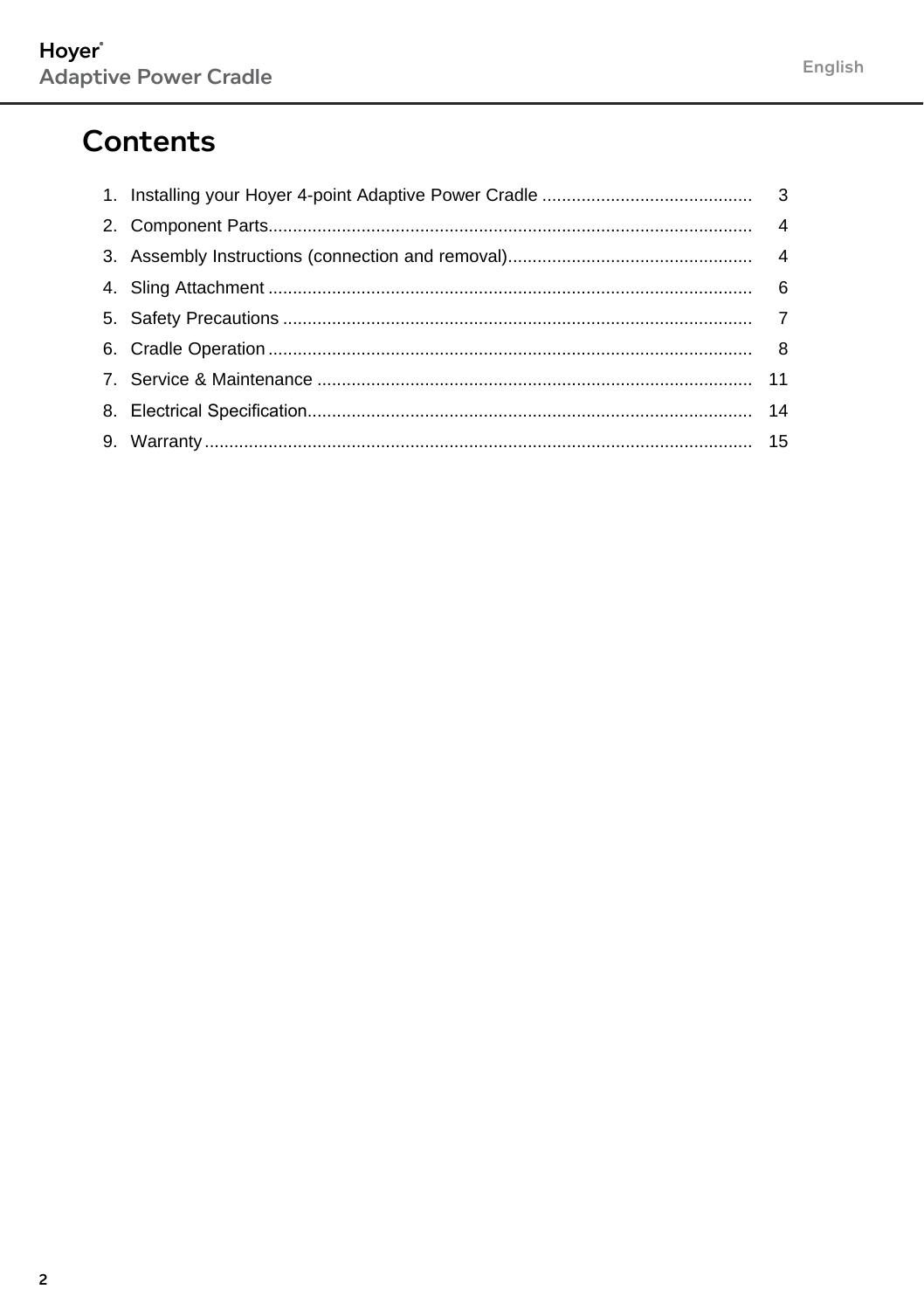# Contents

1. Installing your Hoyer 4-point Adaptive Power Cradle .......... 3
2. Component Parts .......... 4
3. Assembly Instructions (connection and removal) .......... 4
4. Sling Attachment .......... 6
5. Safety Precautions .......... 7
6. Cradle Operation .......... 8
7. Service & Maintenance .......... 11
8. Electrical Specification .......... 14
9. Warranty .......... 15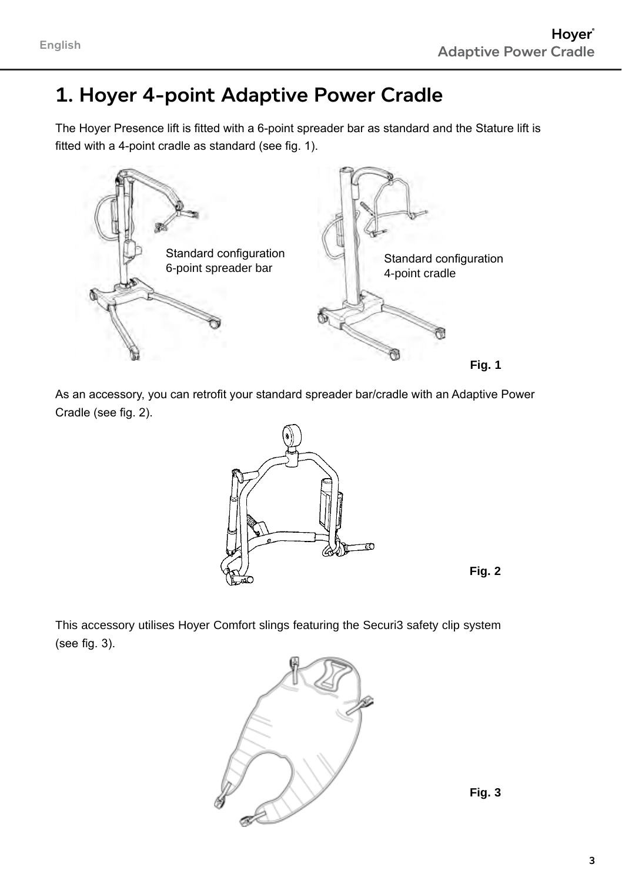# 1. Hoyer 4-point Adaptive Power Cradle

The Hoyer Presence lift is fitted with a 6-point spreader bar as standard and the Stature lift is fitted with a 4-point cradle as standard (see fig. 1).

Standard configuration
6-point spreader bar

Standard configuration
4-point cradle

**Fig. 1**

As an accessory, you can retrofit your standard spreader bar/cradle with an Adaptive Power Cradle (see fig. 2).

**Fig. 2**

This accessory utilises Hoyer Comfort slings featuring the Securi3 safety clip system (see fig. 3).

**Fig. 3**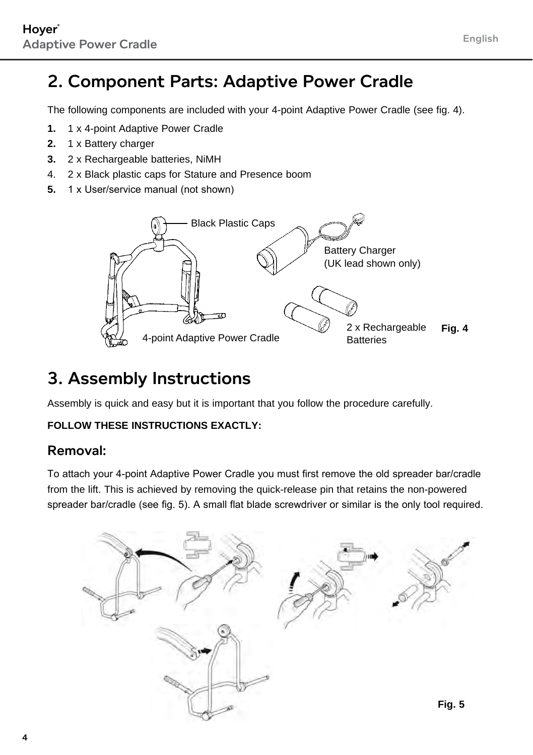## 2. Component Parts: Adaptive Power Cradle

The following components are included with your 4-point Adaptive Power Cradle (see fig. 4).

1. 1 x 4-point Adaptive Power Cradle
2. 1 x Battery charger
3. 2 x Rechargeable batteries, NiMH
4. 2 x Black plastic caps for Stature and Presence boom
5. 1 x User/service manual (not shown)

Black Plastic Caps

Battery Charger
(UK lead shown only)

4-point Adaptive Power Cradle

2 x Rechargeable Batteries

**Fig. 4**

## 3. Assembly Instructions

Assembly is quick and easy but it is important that you follow the procedure carefully.

**FOLLOW THESE INSTRUCTIONS EXACTLY:**

### Removal:

To attach your 4-point Adaptive Power Cradle you must first remove the old spreader bar/cradle from the lift. This is achieved by removing the quick-release pin that retains the non-powered spreader bar/cradle (see fig. 5). A small flat blade screwdriver or similar is the only tool required.

**Fig. 5**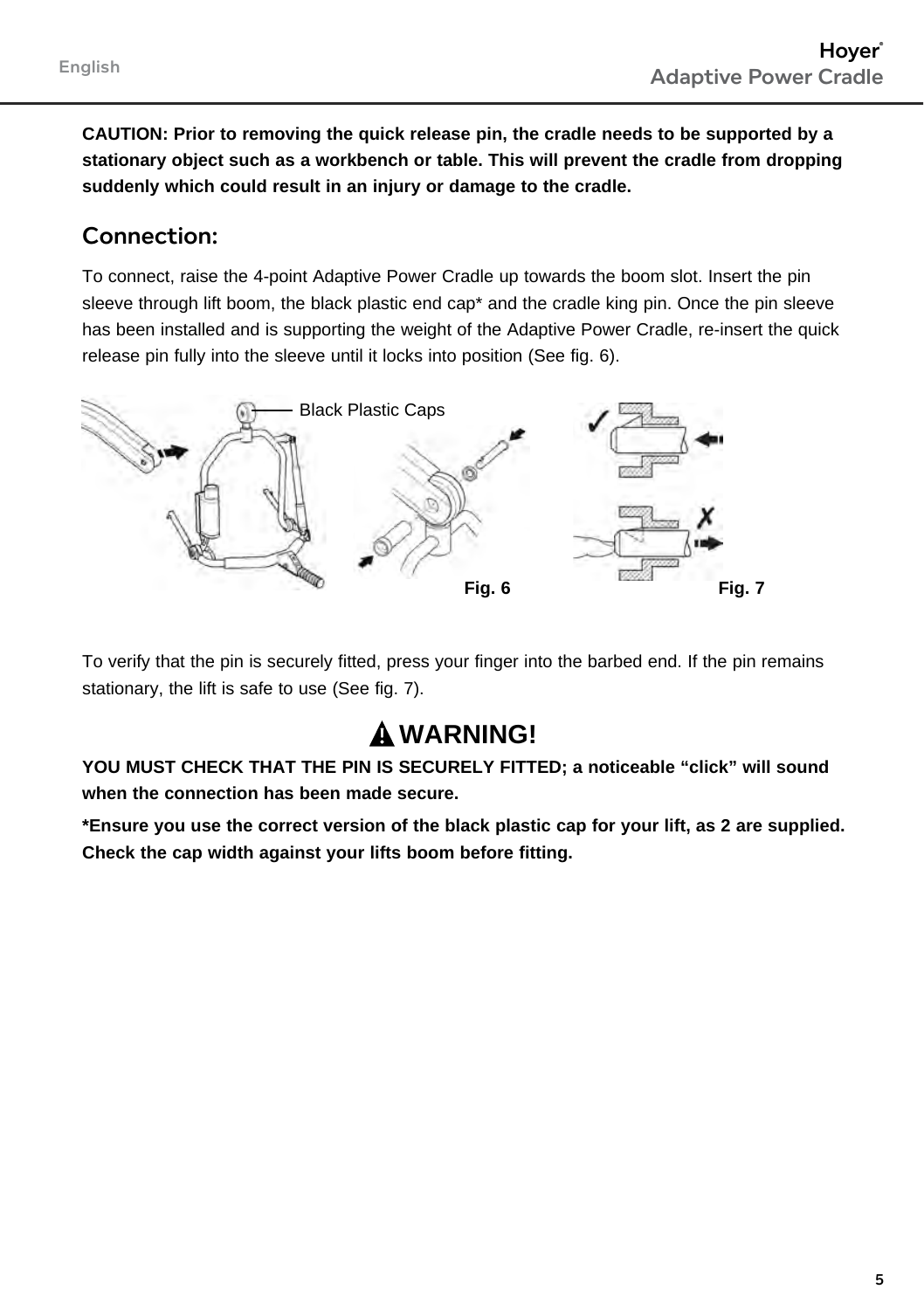**CAUTION: Prior to removing the quick release pin, the cradle needs to be supported by a stationary object such as a workbench or table. This will prevent the cradle from dropping suddenly which could result in an injury or damage to the cradle.**

## Connection:

To connect, raise the 4-point Adaptive Power Cradle up towards the boom slot. Insert the pin sleeve through lift boom, the black plastic end cap* and the cradle king pin. Once the pin sleeve has been installed and is supporting the weight of the Adaptive Power Cradle, re-insert the quick release pin fully into the sleeve until it locks into position (See fig. 6).

Black Plastic Caps

**Fig. 6**

**Fig. 7**

To verify that the pin is securely fitted, press your finger into the barbed end. If the pin remains stationary, the lift is safe to use (See fig. 7).

## ⚠ WARNING!

**YOU MUST CHECK THAT THE PIN IS SECURELY FITTED; a noticeable "click" will sound when the connection has been made secure.**

***Ensure you use the correct version of the black plastic cap for your lift, as 2 are supplied. Check the cap width against your lifts boom before fitting.**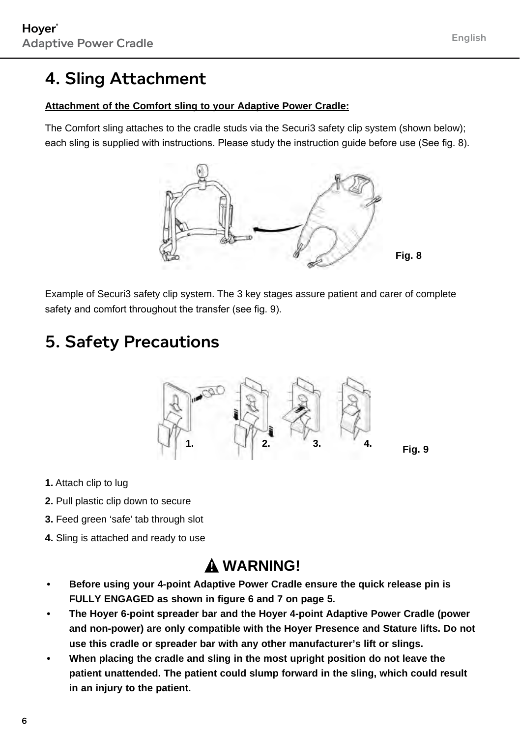## 4. Sling Attachment

**Attachment of the Comfort sling to your Adaptive Power Cradle:**

The Comfort sling attaches to the cradle studs via the Securi3 safety clip system (shown below); each sling is supplied with instructions. Please study the instruction guide before use (See fig. 8).

Fig. 8

Example of Securi3 safety clip system. The 3 key stages assure patient and carer of complete safety and comfort throughout the transfer (see fig. 9).

## 5. Safety Precautions

1. 2. 3. 4.

Fig. 9

**1.** Attach clip to lug

**2.** Pull plastic clip down to secure

**3.** Feed green 'safe' tab through slot

**4.** Sling is attached and ready to use

**⚠ WARNING!**

- **Before using your 4-point Adaptive Power Cradle ensure the quick release pin is FULLY ENGAGED as shown in figure 6 and 7 on page 5.**
- **The Hoyer 6-point spreader bar and the Hoyer 4-point Adaptive Power Cradle (power and non-power) are only compatible with the Hoyer Presence and Stature lifts. Do not use this cradle or spreader bar with any other manufacturer's lift or slings.**
- **When placing the cradle and sling in the most upright position do not leave the patient unattended. The patient could slump forward in the sling, which could result in an injury to the patient.**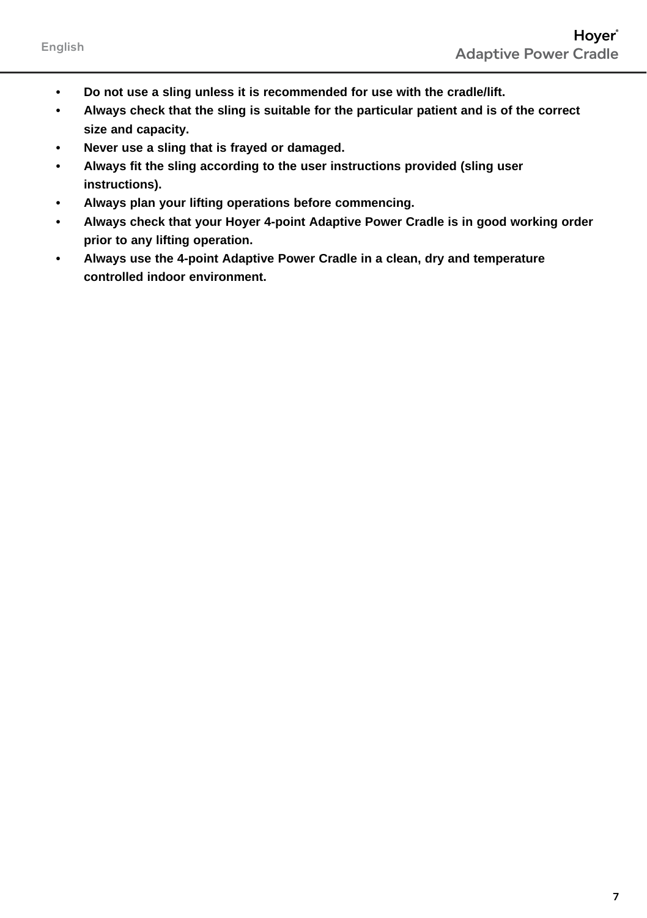- **Do not use a sling unless it is recommended for use with the cradle/lift.**
- **Always check that the sling is suitable for the particular patient and is of the correct size and capacity.**
- **Never use a sling that is frayed or damaged.**
- **Always fit the sling according to the user instructions provided (sling user instructions).**
- **Always plan your lifting operations before commencing.**
- **Always check that your Hoyer 4-point Adaptive Power Cradle is in good working order prior to any lifting operation.**
- **Always use the 4-point Adaptive Power Cradle in a clean, dry and temperature controlled indoor environment.**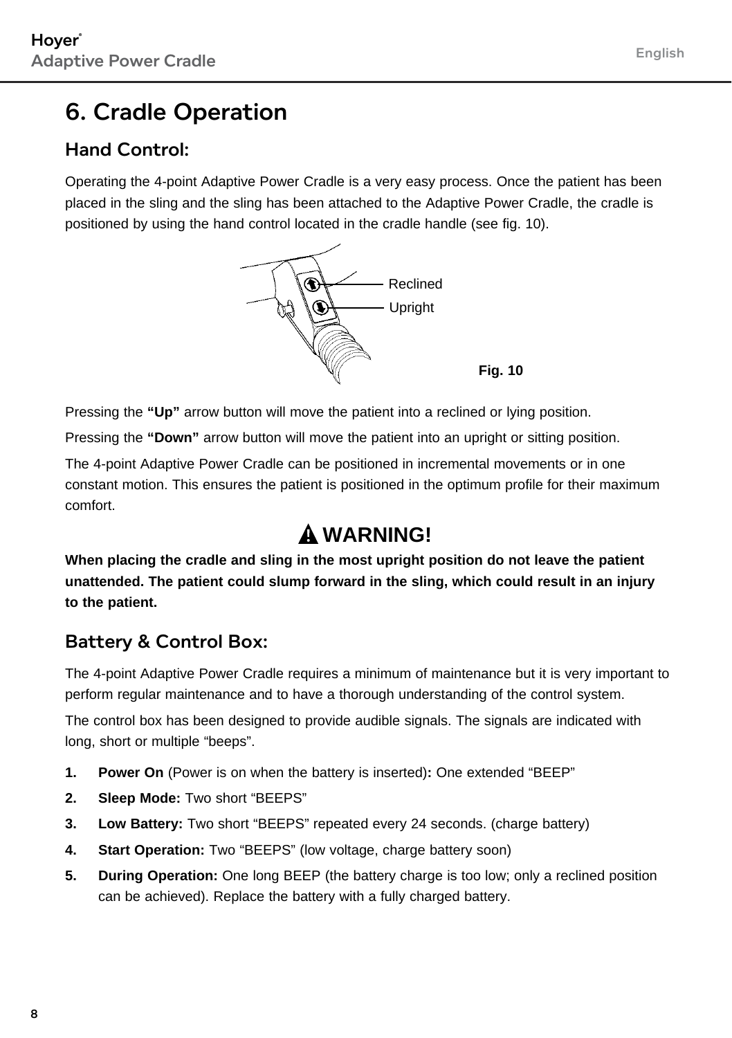# 6. Cradle Operation

## Hand Control:

Operating the 4-point Adaptive Power Cradle is a very easy process. Once the patient has been placed in the sling and the sling has been attached to the Adaptive Power Cradle, the cradle is positioned by using the hand control located in the cradle handle (see fig. 10).

Reclined

Upright

**Fig. 10**

Pressing the **“Up”** arrow button will move the patient into a reclined or lying position.

Pressing the **“Down”** arrow button will move the patient into an upright or sitting position.

The 4-point Adaptive Power Cradle can be positioned in incremental movements or in one constant motion. This ensures the patient is positioned in the optimum profile for their maximum comfort.

**WARNING!**

**When placing the cradle and sling in the most upright position do not leave the patient unattended. The patient could slump forward in the sling, which could result in an injury to the patient.**

## Battery & Control Box:

The 4-point Adaptive Power Cradle requires a minimum of maintenance but it is very important to perform regular maintenance and to have a thorough understanding of the control system.

The control box has been designed to provide audible signals. The signals are indicated with long, short or multiple “beeps”.

1. **Power On** (Power is on when the battery is inserted)**:** One extended “BEEP”
2. **Sleep Mode:** Two short “BEEPS”
3. **Low Battery:** Two short “BEEPS” repeated every 24 seconds. (charge battery)
4. **Start Operation:** Two “BEEPS” (low voltage, charge battery soon)
5. **During Operation:** One long BEEP (the battery charge is too low; only a reclined position can be achieved). Replace the battery with a fully charged battery.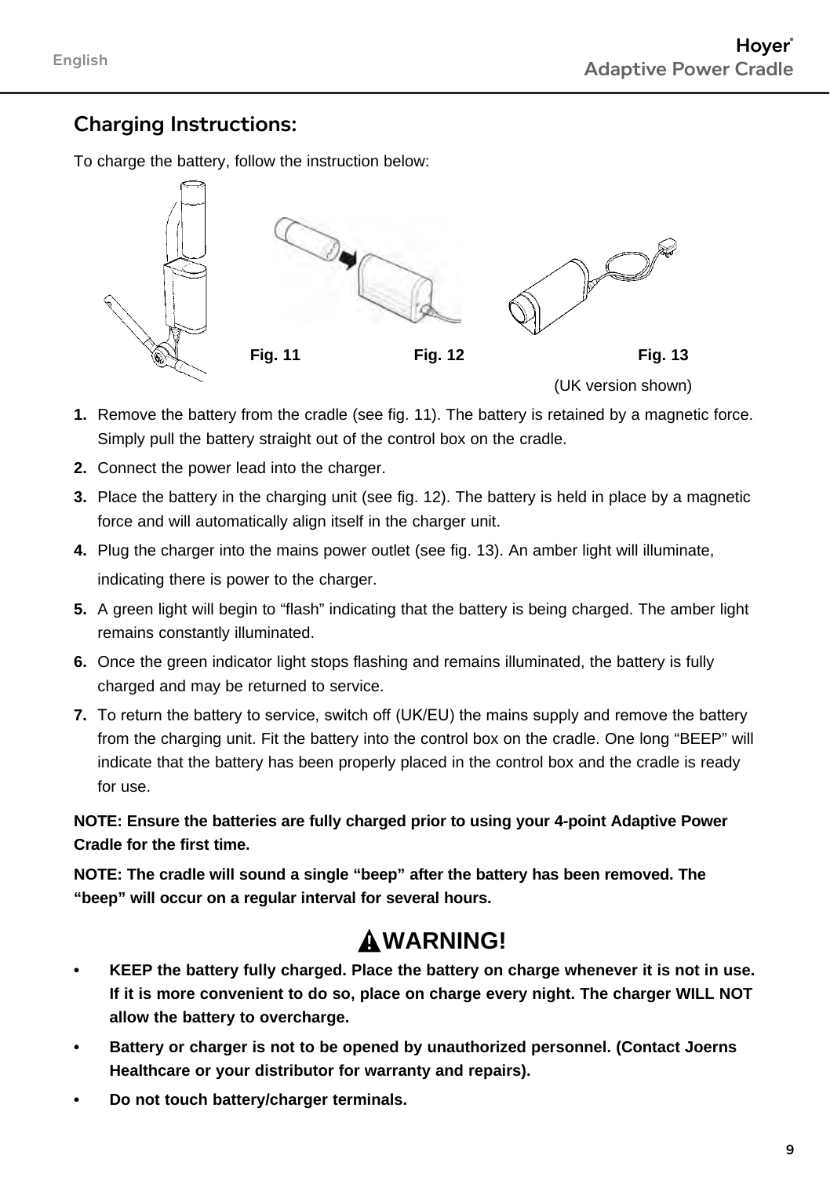## Charging Instructions:

To charge the battery, follow the instruction below:

Fig. 11 Fig. 12 Fig. 13

(UK version shown)

1. Remove the battery from the cradle (see fig. 11). The battery is retained by a magnetic force. Simply pull the battery straight out of the control box on the cradle.
2. Connect the power lead into the charger.
3. Place the battery in the charging unit (see fig. 12). The battery is held in place by a magnetic force and will automatically align itself in the charger unit.
4. Plug the charger into the mains power outlet (see fig. 13). An amber light will illuminate, indicating there is power to the charger.
5. A green light will begin to "flash" indicating that the battery is being charged. The amber light remains constantly illuminated.
6. Once the green indicator light stops flashing and remains illuminated, the battery is fully charged and may be returned to service.
7. To return the battery to service, switch off (UK/EU) the mains supply and remove the battery from the charging unit. Fit the battery into the control box on the cradle. One long "BEEP" will indicate that the battery has been properly placed in the control box and the cradle is ready for use.

**NOTE: Ensure the batteries are fully charged prior to using your 4-point Adaptive Power Cradle for the first time.**

**NOTE: The cradle will sound a single "beep" after the battery has been removed. The "beep" will occur on a regular interval for several hours.**

### ⚠WARNING!

- **KEEP the battery fully charged. Place the battery on charge whenever it is not in use. If it is more convenient to do so, place on charge every night. The charger WILL NOT allow the battery to overcharge.**
- **Battery or charger is not to be opened by unauthorized personnel. (Contact Joerns Healthcare or your distributor for warranty and repairs).**
- **Do not touch battery/charger terminals.**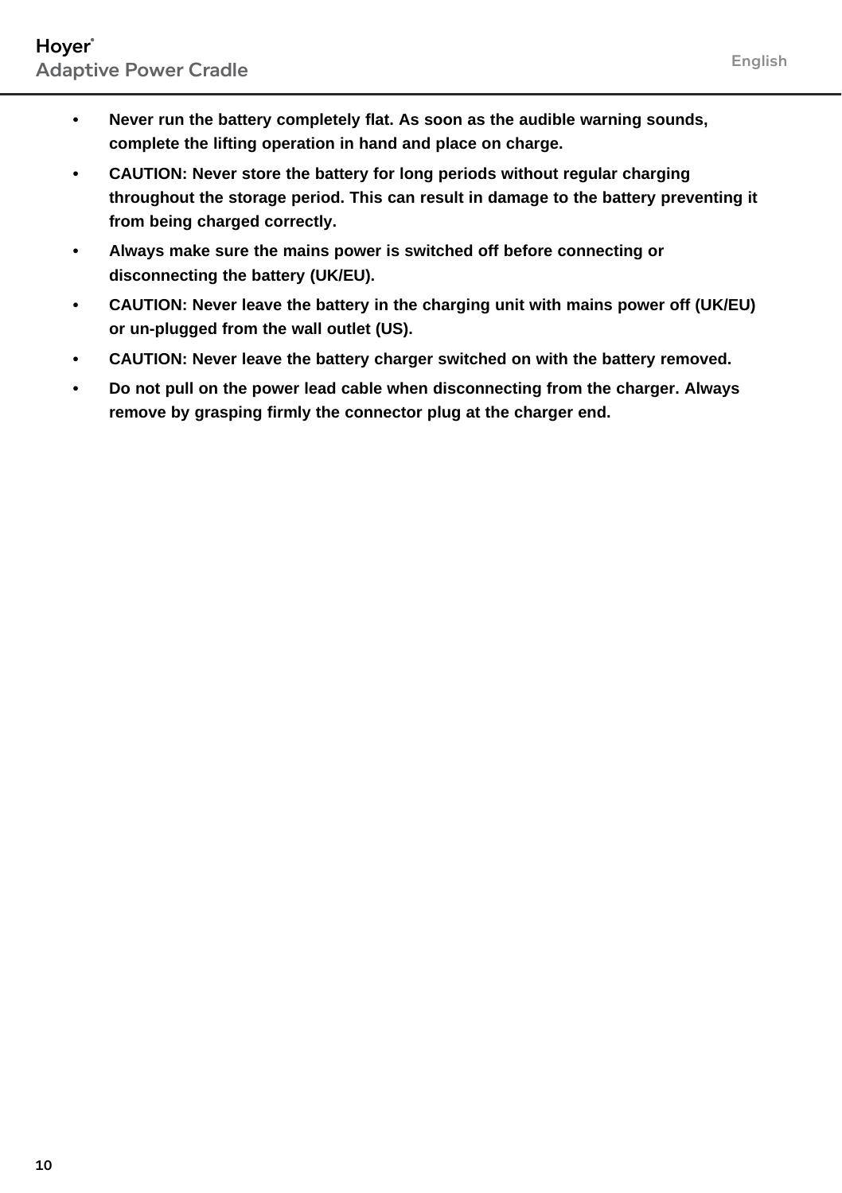- **Never run the battery completely flat. As soon as the audible warning sounds, complete the lifting operation in hand and place on charge.**
- **CAUTION: Never store the battery for long periods without regular charging throughout the storage period. This can result in damage to the battery preventing it from being charged correctly.**
- **Always make sure the mains power is switched off before connecting or disconnecting the battery (UK/EU).**
- **CAUTION: Never leave the battery in the charging unit with mains power off (UK/EU) or un-plugged from the wall outlet (US).**
- **CAUTION: Never leave the battery charger switched on with the battery removed.**
- **Do not pull on the power lead cable when disconnecting from the charger. Always remove by grasping firmly the connector plug at the charger end.**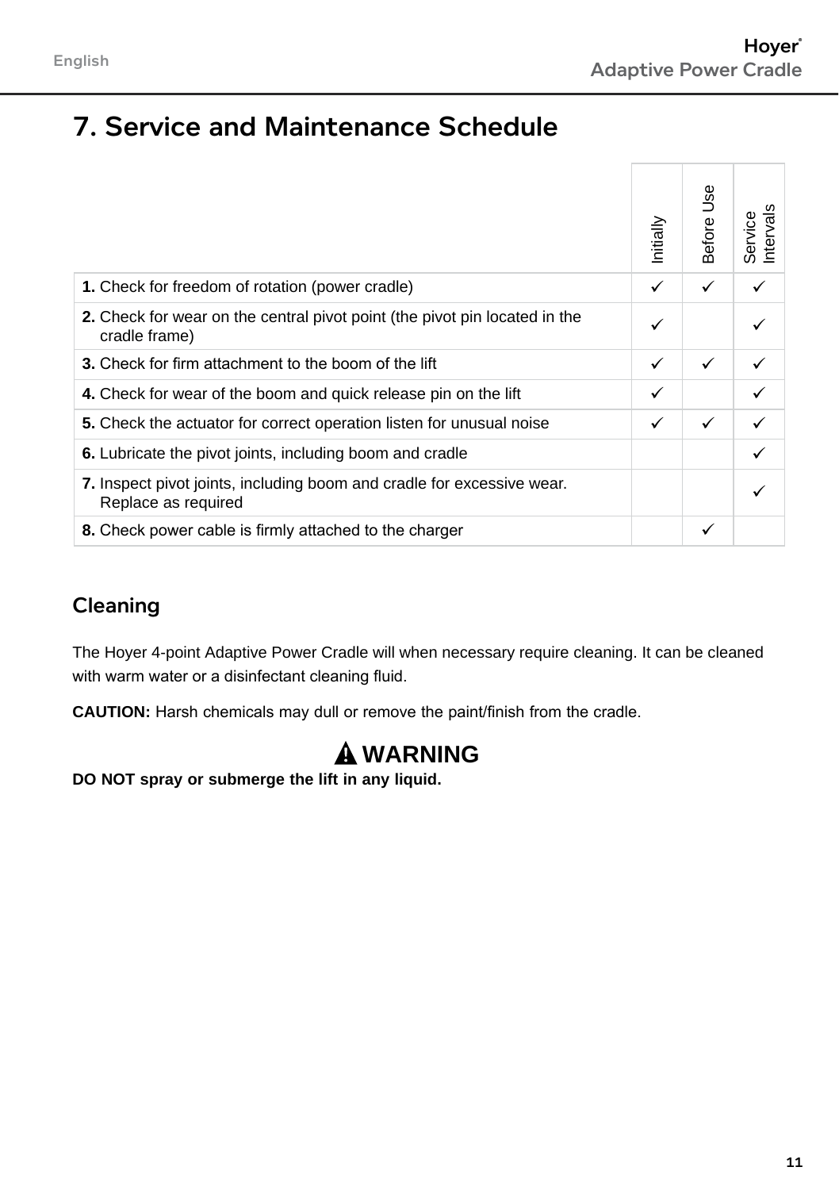# 7. Service and Maintenance Schedule

| | Initially | Before Use | Service Intervals |
|---|---|---|---|
| **1.** Check for freedom of rotation (power cradle) | ✓ | ✓ | ✓ |
| **2.** Check for wear on the central pivot point (the pivot pin located in the cradle frame) | ✓ | | ✓ |
| **3.** Check for firm attachment to the boom of the lift | ✓ | ✓ | ✓ |
| **4.** Check for wear of the boom and quick release pin on the lift | ✓ | | ✓ |
| **5.** Check the actuator for correct operation listen for unusual noise | ✓ | ✓ | ✓ |
| **6.** Lubricate the pivot joints, including boom and cradle | | | ✓ |
| **7.** Inspect pivot joints, including boom and cradle for excessive wear. Replace as required | | | ✓ |
| **8.** Check power cable is firmly attached to the charger | | ✓ | |

## Cleaning

The Hoyer 4-point Adaptive Power Cradle will when necessary require cleaning. It can be cleaned with warm water or a disinfectant cleaning fluid.

**CAUTION:** Harsh chemicals may dull or remove the paint/finish from the cradle.

**⚠ WARNING**

**DO NOT spray or submerge the lift in any liquid.**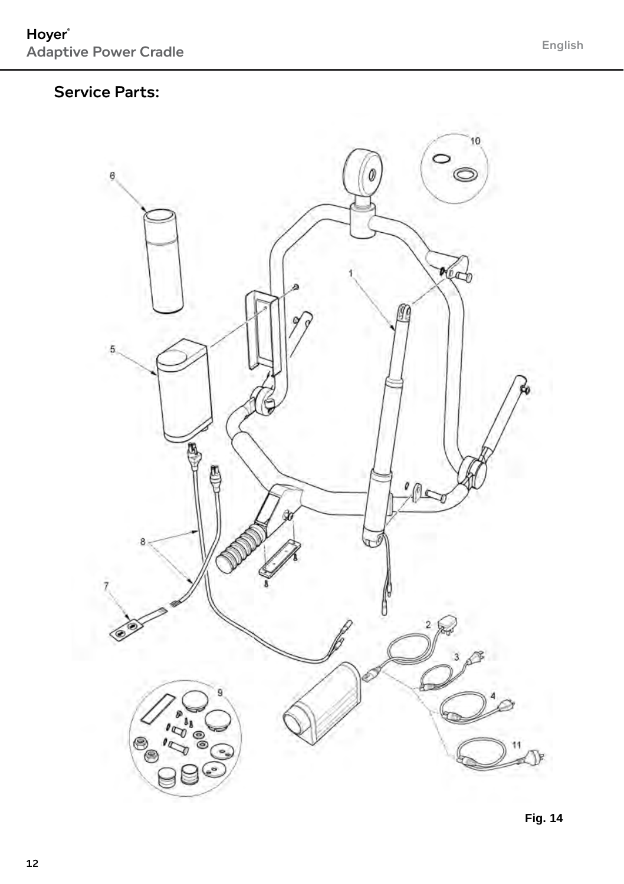## Service Parts:

Fig. 14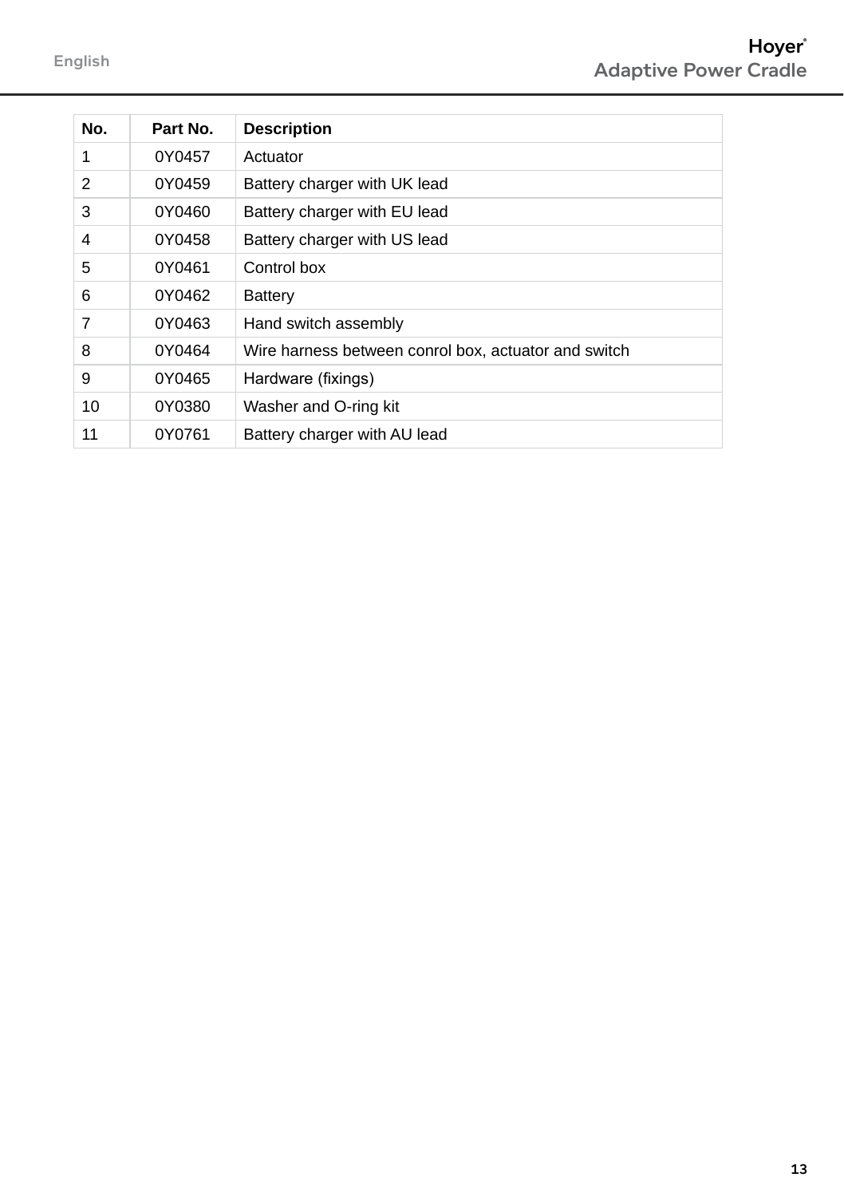| No. | Part No. | Description |
|---|---|---|
| 1 | 0Y0457 | Actuator |
| 2 | 0Y0459 | Battery charger with UK lead |
| 3 | 0Y0460 | Battery charger with EU lead |
| 4 | 0Y0458 | Battery charger with US lead |
| 5 | 0Y0461 | Control box |
| 6 | 0Y0462 | Battery |
| 7 | 0Y0463 | Hand switch assembly |
| 8 | 0Y0464 | Wire harness between conrol box, actuator and switch |
| 9 | 0Y0465 | Hardware (fixings) |
| 10 | 0Y0380 | Washer and O-ring kit |
| 11 | 0Y0761 | Battery charger with AU lead |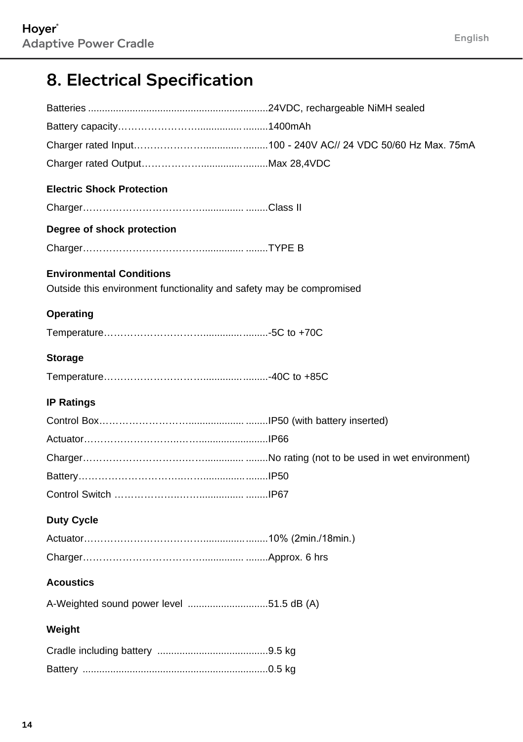# 8. Electrical Specification

Batteries ................................................................24VDC, rechargeable NiMH sealed

Battery capacity……………………...............…........1400mAh

Charger rated Input……………………........…..........100 - 240V AC// 24 VDC 50/60 Hz Max. 75mA

Charger rated Output……………….........…..........Max 28,4VDC

**Electric Shock Protection**

Charger……………………………….............. ........Class II

**Degree of shock protection**

Charger……………………………….............. ........TYPE B

**Environmental Conditions**

Outside this environment functionality and safety may be compromised

**Operating**

Temperature…………………………........…..........-5C to +70C

**Storage**

Temperature…………………………..........….........-40C to +85C

**IP Ratings**

Control Box………………………................... ........IP50 (with battery inserted)

Actuator…………………….…….........................IP66

Charger……………………………….............. ........No rating (not to be used in wet environment)

Battery…………………………….……..........….......IP50

Control Switch ………………….……................ ........IP67

**Duty Cycle**

Actuator………………………………...........….......10% (2min./18min.)

Charger……………………………….............. ........Approx. 6 hrs

**Acoustics**

A-Weighted sound power level .............................51.5 dB (A)

**Weight**

Cradle including battery ........................................9.5 kg

Battery ...................................................................0.5 kg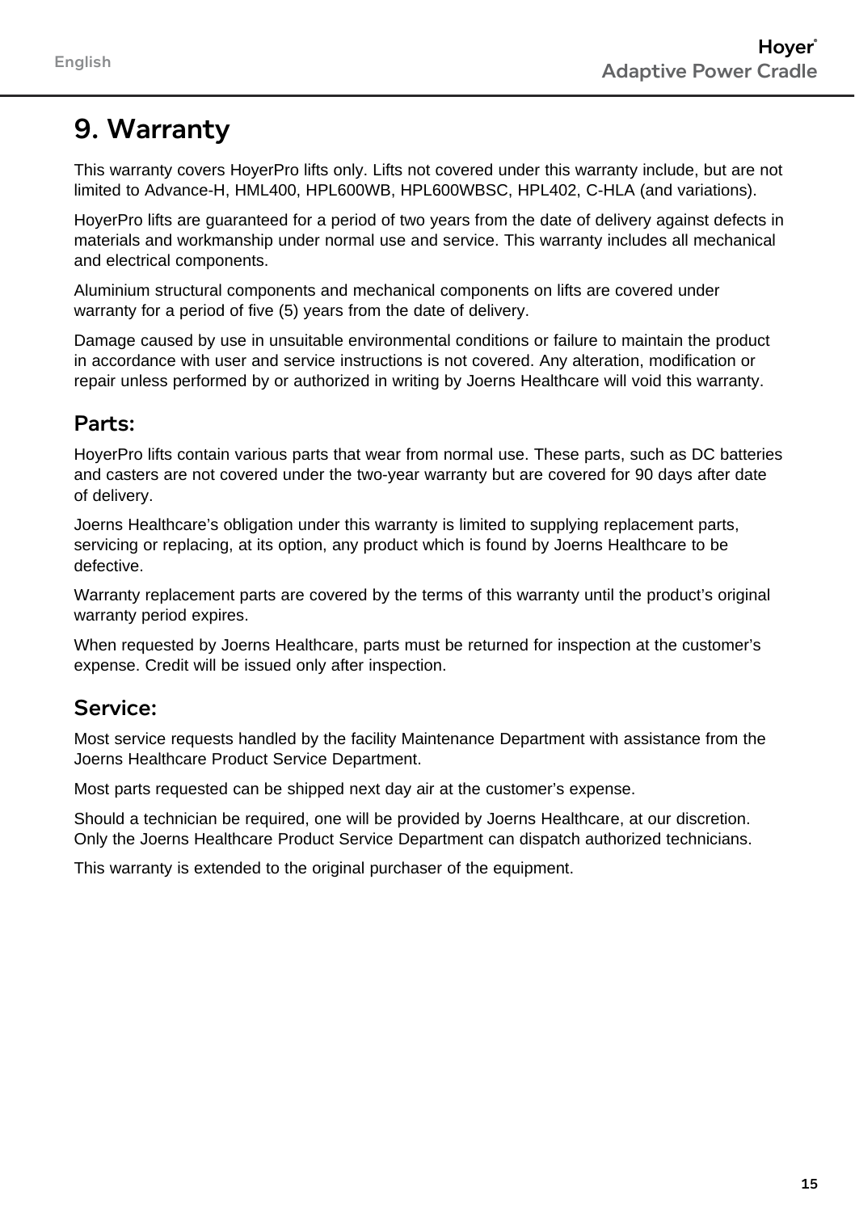# 9. Warranty

This warranty covers HoyerPro lifts only. Lifts not covered under this warranty include, but are not limited to Advance-H, HML400, HPL600WB, HPL600WBSC, HPL402, C-HLA (and variations).

HoyerPro lifts are guaranteed for a period of two years from the date of delivery against defects in materials and workmanship under normal use and service. This warranty includes all mechanical and electrical components.

Aluminium structural components and mechanical components on lifts are covered under warranty for a period of five (5) years from the date of delivery.

Damage caused by use in unsuitable environmental conditions or failure to maintain the product in accordance with user and service instructions is not covered. Any alteration, modification or repair unless performed by or authorized in writing by Joerns Healthcare will void this warranty.

## Parts:

HoyerPro lifts contain various parts that wear from normal use. These parts, such as DC batteries and casters are not covered under the two-year warranty but are covered for 90 days after date of delivery.

Joerns Healthcare's obligation under this warranty is limited to supplying replacement parts, servicing or replacing, at its option, any product which is found by Joerns Healthcare to be defective.

Warranty replacement parts are covered by the terms of this warranty until the product's original warranty period expires.

When requested by Joerns Healthcare, parts must be returned for inspection at the customer's expense. Credit will be issued only after inspection.

## Service:

Most service requests handled by the facility Maintenance Department with assistance from the Joerns Healthcare Product Service Department.

Most parts requested can be shipped next day air at the customer's expense.

Should a technician be required, one will be provided by Joerns Healthcare, at our discretion. Only the Joerns Healthcare Product Service Department can dispatch authorized technicians.

This warranty is extended to the original purchaser of the equipment.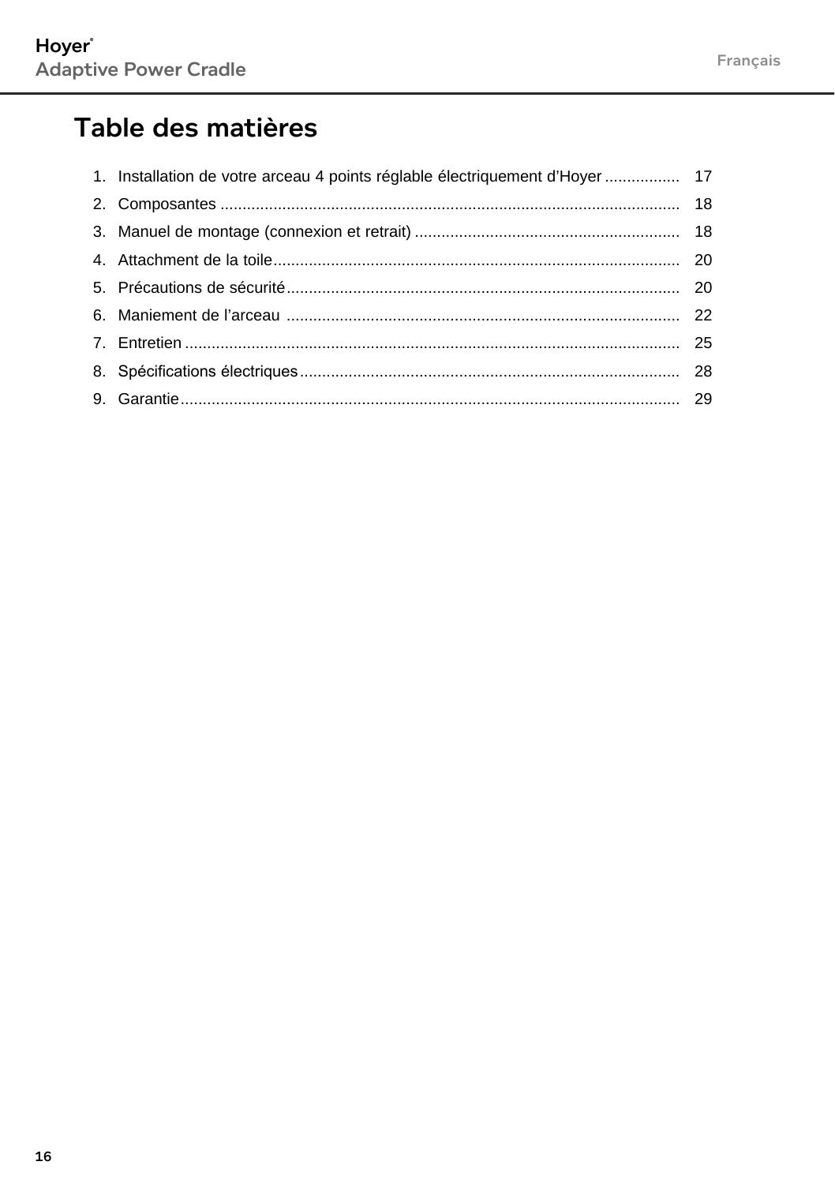# Table des matières

1. Installation de votre arceau 4 points réglable électriquement d'Hoyer ................. 17
2. Composantes ....................................................................................................... 18
3. Manuel de montage (connexion et retrait) ........................................................... 18
4. Attachment de la toile........................................................................................... 20
5. Précautions de sécurité........................................................................................ 20
6. Maniement de l'arceau ........................................................................................ 22
7. Entretien ............................................................................................................... 25
8. Spécifications électriques..................................................................................... 28
9. Garantie................................................................................................................ 29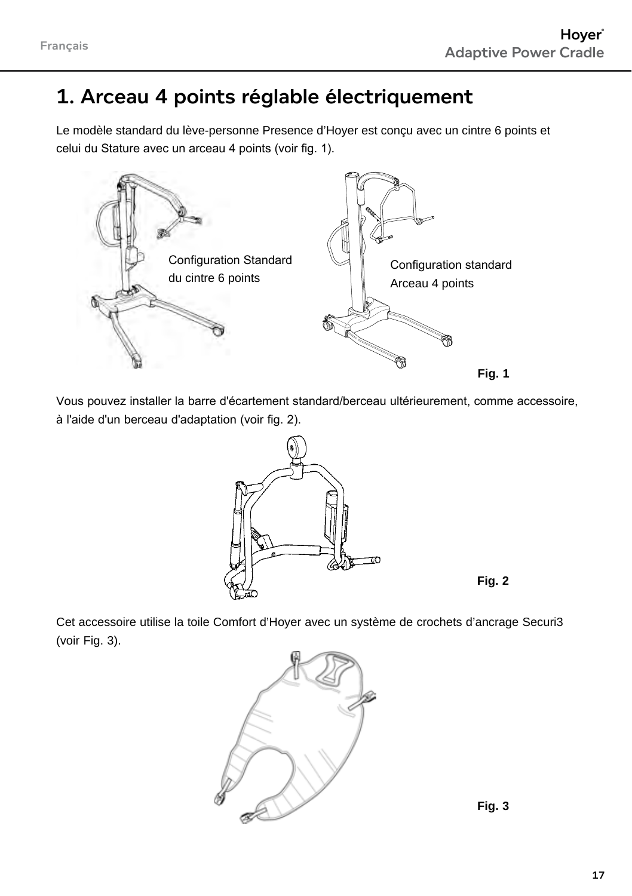# 1. Arceau 4 points réglable électriquement

Le modèle standard du lève-personne Presence d'Hoyer est conçu avec un cintre 6 points et celui du Stature avec un arceau 4 points (voir fig. 1).

Configuration Standard du cintre 6 points

Configuration standard Arceau 4 points

**Fig. 1**

Vous pouvez installer la barre d'écartement standard/berceau ultérieurement, comme accessoire, à l'aide d'un berceau d'adaptation (voir fig. 2).

**Fig. 2**

Cet accessoire utilise la toile Comfort d'Hoyer avec un système de crochets d'ancrage Securi3 (voir Fig. 3).

**Fig. 3**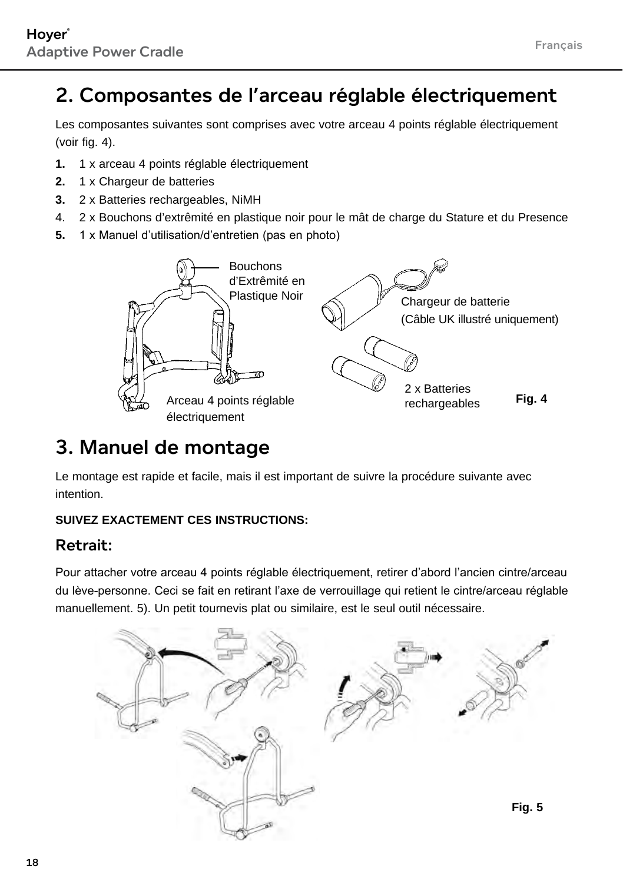## 2. Composantes de l'arceau réglable électriquement

Les composantes suivantes sont comprises avec votre arceau 4 points réglable électriquement (voir fig. 4).

1. 1 x arceau 4 points réglable électriquement
2. 1 x Chargeur de batteries
3. 2 x Batteries rechargeables, NiMH
4. 2 x Bouchons d'extrémité en plastique noir pour le mât de charge du Stature et du Presence
5. 1 x Manuel d'utilisation/d'entretien (pas en photo)

Bouchons d'Extrêmité en Plastique Noir

Chargeur de batterie (Câble UK illustré uniquement)

Arceau 4 points réglable électriquement

2 x Batteries rechargeables

Fig. 4

## 3. Manuel de montage

Le montage est rapide et facile, mais il est important de suivre la procédure suivante avec intention.

**SUIVEZ EXACTEMENT CES INSTRUCTIONS:**

### Retrait:

Pour attacher votre arceau 4 points réglable électriquement, retirer d'abord l'ancien cintre/arceau du lève-personne. Ceci se fait en retirant l'axe de verrouillage qui retient le cintre/arceau réglable manuellement. 5). Un petit tournevis plat ou similaire, est le seul outil nécessaire.

Fig. 5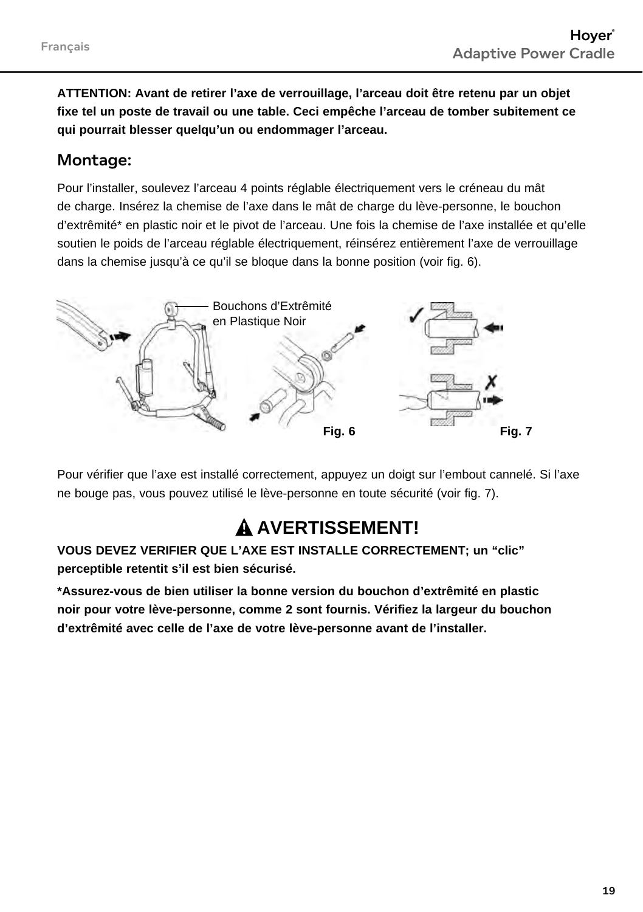**ATTENTION: Avant de retirer l'axe de verrouillage, l'arceau doit être retenu par un objet fixe tel un poste de travail ou une table. Ceci empêche l'arceau de tomber subitement ce qui pourrait blesser quelqu'un ou endommager l'arceau.**

## Montage:

Pour l'installer, soulevez l'arceau 4 points réglable électriquement vers le créneau du mât de charge. Insérez la chemise de l'axe dans le mât de charge du lève-personne, le bouchon d'extrêmité* en plastic noir et le pivot de l'arceau. Une fois la chemise de l'axe installée et qu'elle soutien le poids de l'arceau réglable électriquement, réinsérez entièrement l'axe de verrouillage dans la chemise jusqu'à ce qu'il se bloque dans la bonne position (voir fig. 6).

Bouchons d'Extrêmité en Plastique Noir

Fig. 6

Fig. 7

Pour vérifier que l'axe est installé correctement, appuyez un doigt sur l'embout cannelé. Si l'axe ne bouge pas, vous pouvez utilisé le lève-personne en toute sécurité (voir fig. 7).

## ⚠ AVERTISSEMENT!

**VOUS DEVEZ VERIFIER QUE L'AXE EST INSTALLE CORRECTEMENT; un "clic" perceptible retentit s'il est bien sécurisé.**

***Assurez-vous de bien utiliser la bonne version du bouchon d'extrêmité en plastic noir pour votre lève-personne, comme 2 sont fournis. Vérifiez la largeur du bouchon d'extrêmité avec celle de l'axe de votre lève-personne avant de l'installer.**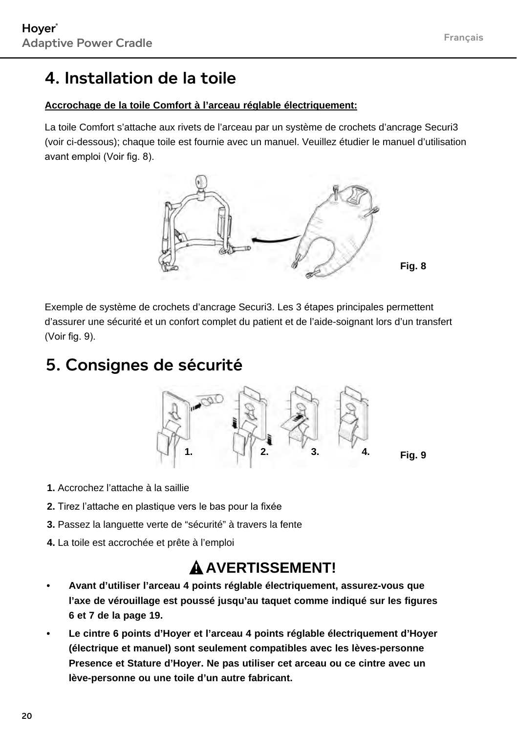# 4. Installation de la toile

**Accrochage de la toile Comfort à l'arceau réglable électriquement:**

La toile Comfort s'attache aux rivets de l'arceau par un système de crochets d'ancrage Securi3 (voir ci-dessous); chaque toile est fournie avec un manuel. Veuillez étudier le manuel d'utilisation avant emploi (Voir fig. 8).

Fig. 8

Exemple de système de crochets d'ancrage Securi3. Les 3 étapes principales permettent d'assurer une sécurité et un confort complet du patient et de l'aide-soignant lors d'un transfert (Voir fig. 9).

# 5. Consignes de sécurité

Fig. 9

**1.** Accrochez l'attache à la saillie

**2.** Tirez l'attache en plastique vers le bas pour la fixée

**3.** Passez la languette verte de "sécurité" à travers la fente

**4.** La toile est accrochée et prête à l'emploi

**⚠ AVERTISSEMENT!**

- **Avant d'utiliser l'arceau 4 points réglable électriquement, assurez-vous que l'axe de vérouillage est poussé jusqu'au taquet comme indiqué sur les figures 6 et 7 de la page 19.**
- **Le cintre 6 points d'Hoyer et l'arceau 4 points réglable électriquement d'Hoyer (électrique et manuel) sont seulement compatibles avec les lèves-personne Presence et Stature d'Hoyer. Ne pas utiliser cet arceau ou ce cintre avec un lève-personne ou une toile d'un autre fabricant.**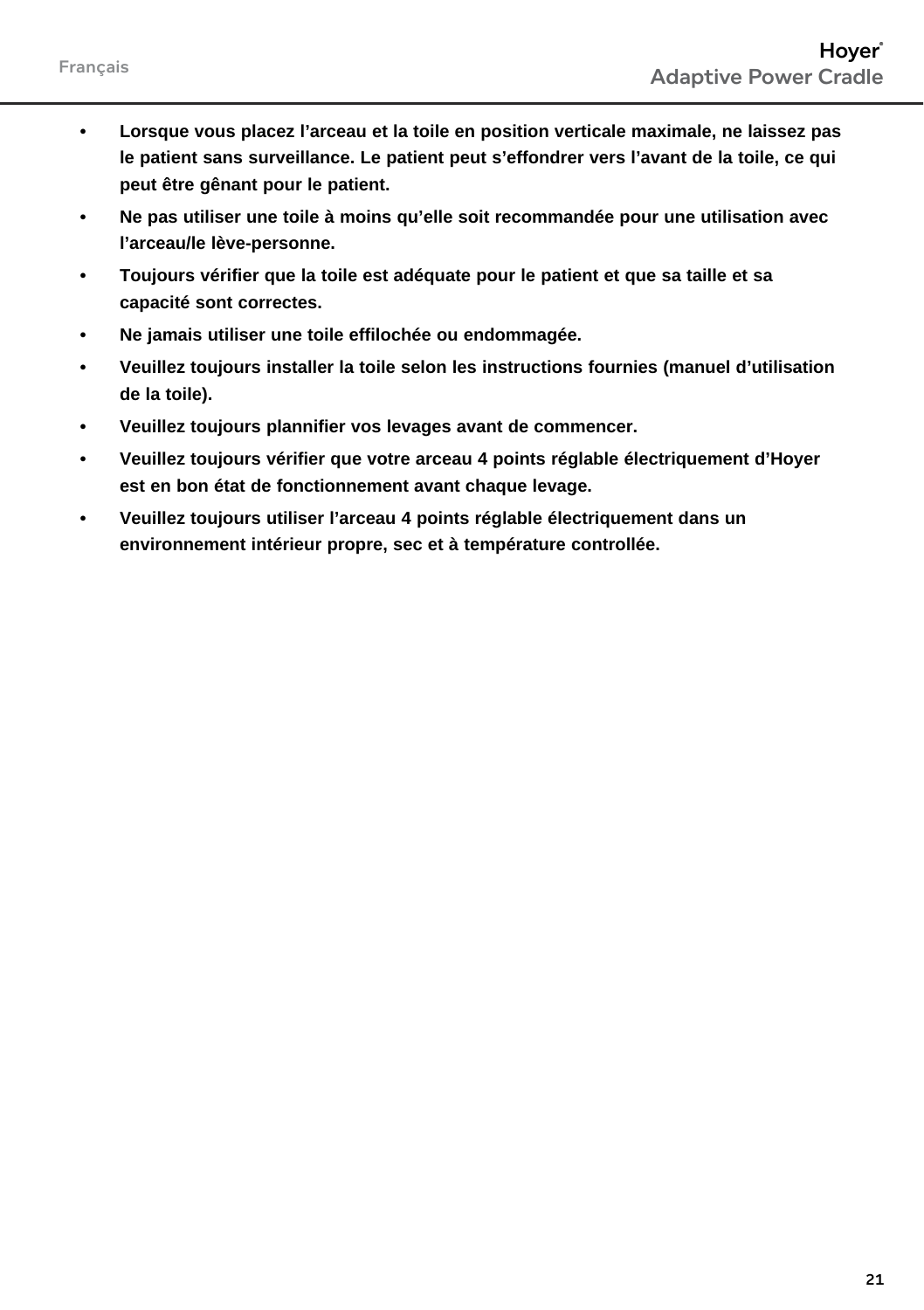- **Lorsque vous placez l’arceau et la toile en position verticale maximale, ne laissez pas le patient sans surveillance. Le patient peut s’effondrer vers l’avant de la toile, ce qui peut être gênant pour le patient.**
- **Ne pas utiliser une toile à moins qu’elle soit recommandée pour une utilisation avec l’arceau/le lève-personne.**
- **Toujours vérifier que la toile est adéquate pour le patient et que sa taille et sa capacité sont correctes.**
- **Ne jamais utiliser une toile effilochée ou endommagée.**
- **Veuillez toujours installer la toile selon les instructions fournies (manuel d’utilisation de la toile).**
- **Veuillez toujours plannifier vos levages avant de commencer.**
- **Veuillez toujours vérifier que votre arceau 4 points réglable électriquement d’Hoyer est en bon état de fonctionnement avant chaque levage.**
- **Veuillez toujours utiliser l’arceau 4 points réglable électriquement dans un environnement intérieur propre, sec et à température controllée.**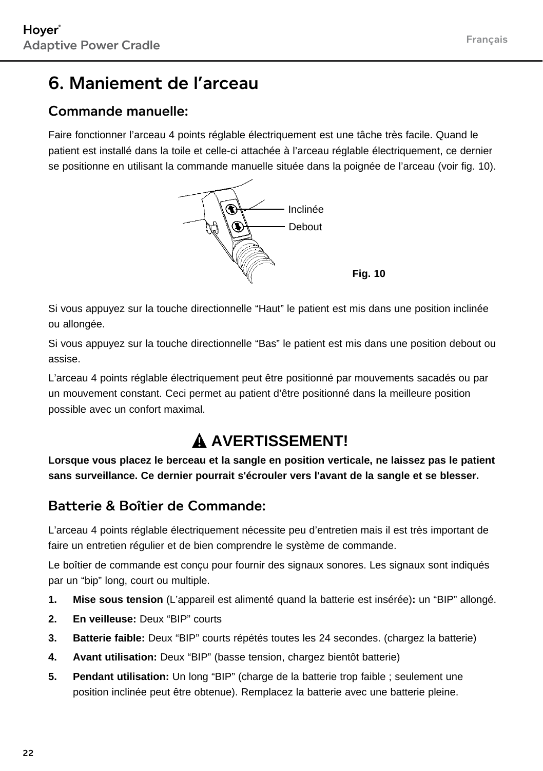# 6. Maniement de l’arceau

## Commande manuelle:

Faire fonctionner l’arceau 4 points réglable électriquement est une tâche très facile. Quand le patient est installé dans la toile et celle-ci attachée à l’arceau réglable électriquement, ce dernier se positionne en utilisant la commande manuelle située dans la poignée de l’arceau (voir fig. 10).

Inclinée

Debout

**Fig. 10**

Si vous appuyez sur la touche directionnelle “Haut” le patient est mis dans une position inclinée ou allongée.

Si vous appuyez sur la touche directionnelle “Bas” le patient est mis dans une position debout ou assise.

L’arceau 4 points réglable électriquement peut être positionné par mouvements sacadés ou par un mouvement constant. Ceci permet au patient d’être positionné dans la meilleure position possible avec un confort maximal.

**⚠ AVERTISSEMENT!**

**Lorsque vous placez le berceau et la sangle en position verticale, ne laissez pas le patient sans surveillance. Ce dernier pourrait s'écrouler vers l'avant de la sangle et se blesser.**

## Batterie & Boîtier de Commande:

L’arceau 4 points réglable électriquement nécessite peu d’entretien mais il est très important de faire un entretien régulier et de bien comprendre le système de commande.

Le boîtier de commande est conçu pour fournir des signaux sonores. Les signaux sont indiqués par un “bip” long, court ou multiple.

1. **Mise sous tension** (L’appareil est alimenté quand la batterie est insérée)**:** un “BIP” allongé.
2. **En veilleuse:** Deux “BIP” courts
3. **Batterie faible:** Deux “BIP” courts répétés toutes les 24 secondes. (chargez la batterie)
4. **Avant utilisation:** Deux “BIP” (basse tension, chargez bientôt batterie)
5. **Pendant utilisation:** Un long “BIP” (charge de la batterie trop faible ; seulement une position inclinée peut être obtenue). Remplacez la batterie avec une batterie pleine.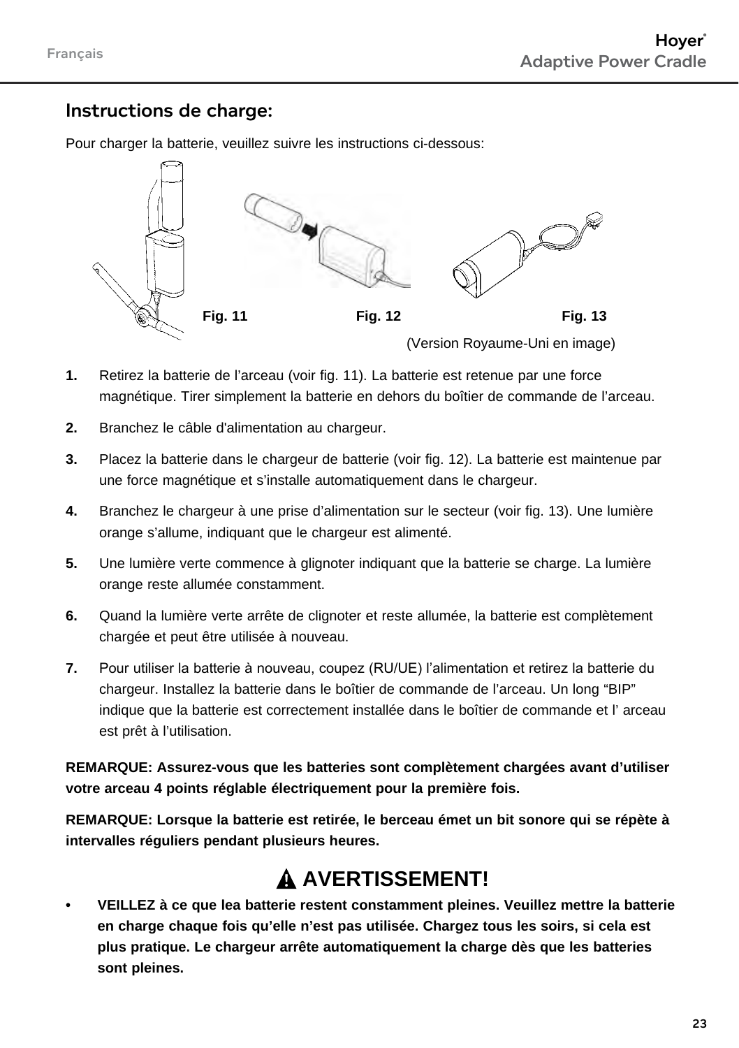## Instructions de charge:

Pour charger la batterie, veuillez suivre les instructions ci-dessous:

Fig. 11 Fig. 12 Fig. 13

(Version Royaume-Uni en image)

1. Retirez la batterie de l'arceau (voir fig. 11). La batterie est retenue par une force magnétique. Tirer simplement la batterie en dehors du boîtier de commande de l'arceau.
2. Branchez le câble d'alimentation au chargeur.
3. Placez la batterie dans le chargeur de batterie (voir fig. 12). La batterie est maintenue par une force magnétique et s'installe automatiquement dans le chargeur.
4. Branchez le chargeur à une prise d'alimentation sur le secteur (voir fig. 13). Une lumière orange s'allume, indiquant que le chargeur est alimenté.
5. Une lumière verte commence à glignoter indiquant que la batterie se charge. La lumière orange reste allumée constamment.
6. Quand la lumière verte arrête de clignoter et reste allumée, la batterie est complètement chargée et peut être utilisée à nouveau.
7. Pour utiliser la batterie à nouveau, coupez (RU/UE) l'alimentation et retirez la batterie du chargeur. Installez la batterie dans le boîtier de commande de l'arceau. Un long "BIP" indique que la batterie est correctement installée dans le boîtier de commande et l' arceau est prêt à l'utilisation.

**REMARQUE: Assurez-vous que les batteries sont complètement chargées avant d'utiliser votre arceau 4 points réglable électriquement pour la première fois.**

**REMARQUE: Lorsque la batterie est retirée, le berceau émet un bit sonore qui se répète à intervalles réguliers pendant plusieurs heures.**

## ⚠ AVERTISSEMENT!

- **VEILLEZ à ce que lea batterie restent constamment pleines. Veuillez mettre la batterie en charge chaque fois qu'elle n'est pas utilisée. Chargez tous les soirs, si cela est plus pratique. Le chargeur arrête automatiquement la charge dès que les batteries sont pleines.**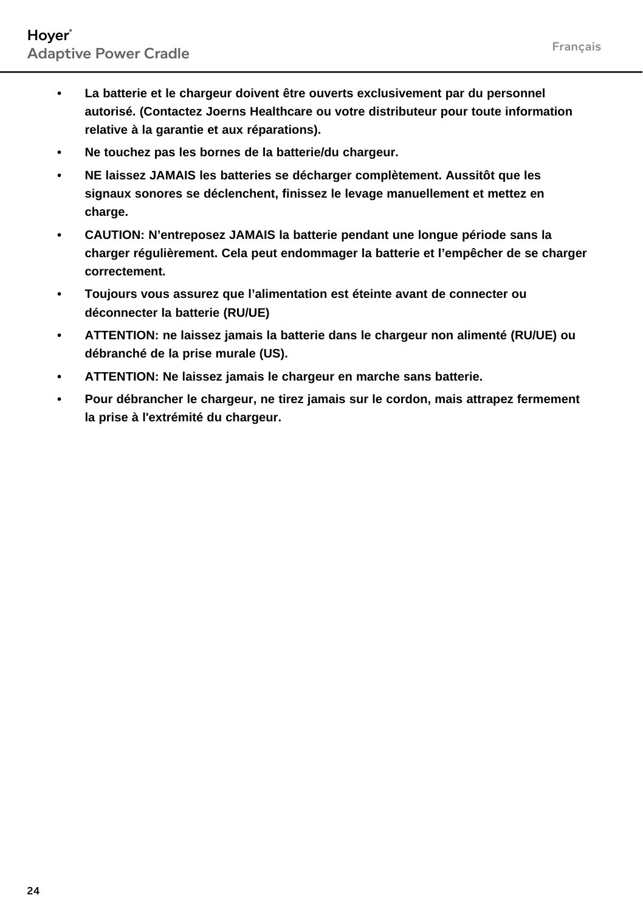- **La batterie et le chargeur doivent être ouverts exclusivement par du personnel autorisé. (Contactez Joerns Healthcare ou votre distributeur pour toute information relative à la garantie et aux réparations).**
- **Ne touchez pas les bornes de la batterie/du chargeur.**
- **NE laissez JAMAIS les batteries se décharger complètement. Aussitôt que les signaux sonores se déclenchent, finissez le levage manuellement et mettez en charge.**
- **CAUTION: N'entreposez JAMAIS la batterie pendant une longue période sans la charger régulièrement. Cela peut endommager la batterie et l'empêcher de se charger correctement.**
- **Toujours vous assurez que l'alimentation est éteinte avant de connecter ou déconnecter la batterie (RU/UE)**
- **ATTENTION: ne laissez jamais la batterie dans le chargeur non alimenté (RU/UE) ou débranché de la prise murale (US).**
- **ATTENTION: Ne laissez jamais le chargeur en marche sans batterie.**
- **Pour débrancher le chargeur, ne tirez jamais sur le cordon, mais attrapez fermement la prise à l'extrémité du chargeur.**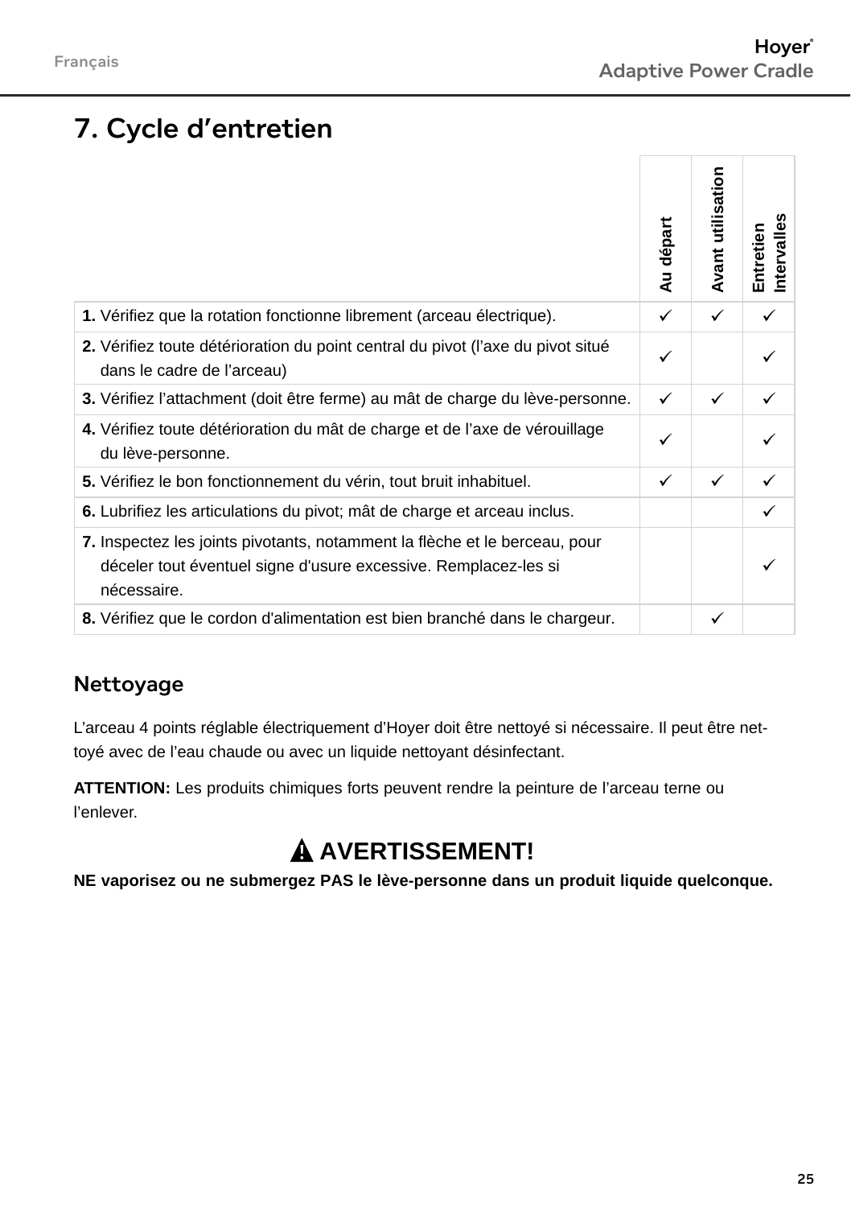# 7. Cycle d'entretien

| | Au départ | Avant utilisation | Entretien Intervalles |
|---|---|---|---|
| **1.** Vérifiez que la rotation fonctionne librement (arceau électrique). | ✓ | ✓ | ✓ |
| **2.** Vérifiez toute détérioration du point central du pivot (l'axe du pivot situé dans le cadre de l'arceau) | ✓ | | ✓ |
| **3.** Vérifiez l'attachment (doit être ferme) au mât de charge du lève-personne. | ✓ | ✓ | ✓ |
| **4.** Vérifiez toute détérioration du mât de charge et de l'axe de vérouillage du lève-personne. | ✓ | | ✓ |
| **5.** Vérifiez le bon fonctionnement du vérin, tout bruit inhabituel. | ✓ | ✓ | ✓ |
| **6.** Lubrifiez les articulations du pivot; mât de charge et arceau inclus. | | | ✓ |
| **7.** Inspectez les joints pivotants, notamment la flèche et le berceau, pour déceler tout éventuel signe d'usure excessive. Remplacez-les si nécessaire. | | | ✓ |
| **8.** Vérifiez que le cordon d'alimentation est bien branché dans le chargeur. | | ✓ | |

## Nettoyage

L'arceau 4 points réglable électriquement d'Hoyer doit être nettoyé si nécessaire. Il peut être nettoyé avec de l'eau chaude ou avec un liquide nettoyant désinfectant.

**ATTENTION:** Les produits chimiques forts peuvent rendre la peinture de l'arceau terne ou l'enlever.

**⚠ AVERTISSEMENT!**

**NE vaporisez ou ne submergez PAS le lève-personne dans un produit liquide quelconque.**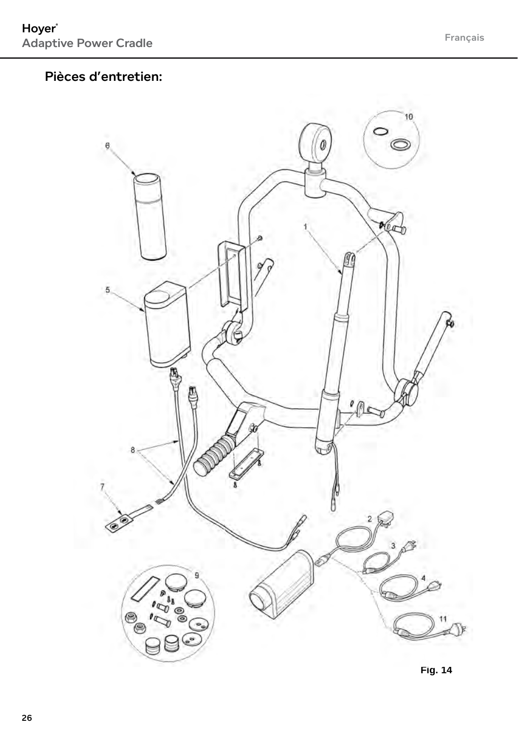## Pièces d'entretien:

Fig. 14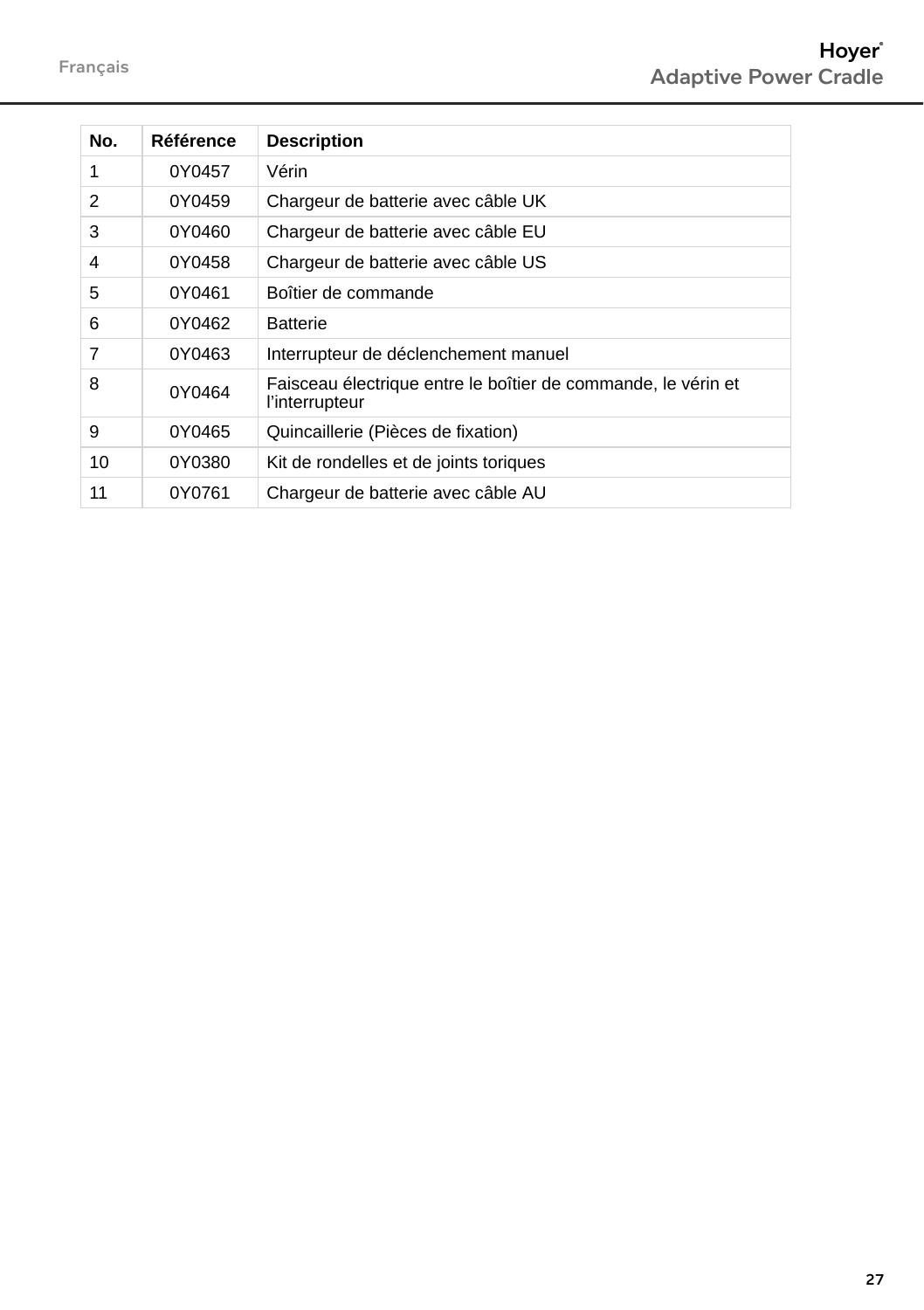| No. | Référence | Description |
|---|---|---|
| 1 | 0Y0457 | Vérin |
| 2 | 0Y0459 | Chargeur de batterie avec câble UK |
| 3 | 0Y0460 | Chargeur de batterie avec câble EU |
| 4 | 0Y0458 | Chargeur de batterie avec câble US |
| 5 | 0Y0461 | Boîtier de commande |
| 6 | 0Y0462 | Batterie |
| 7 | 0Y0463 | Interrupteur de déclenchement manuel |
| 8 | 0Y0464 | Faisceau électrique entre le boîtier de commande, le vérin et l’interrupteur |
| 9 | 0Y0465 | Quincaillerie (Pièces de fixation) |
| 10 | 0Y0380 | Kit de rondelles et de joints toriques |
| 11 | 0Y0761 | Chargeur de batterie avec câble AU |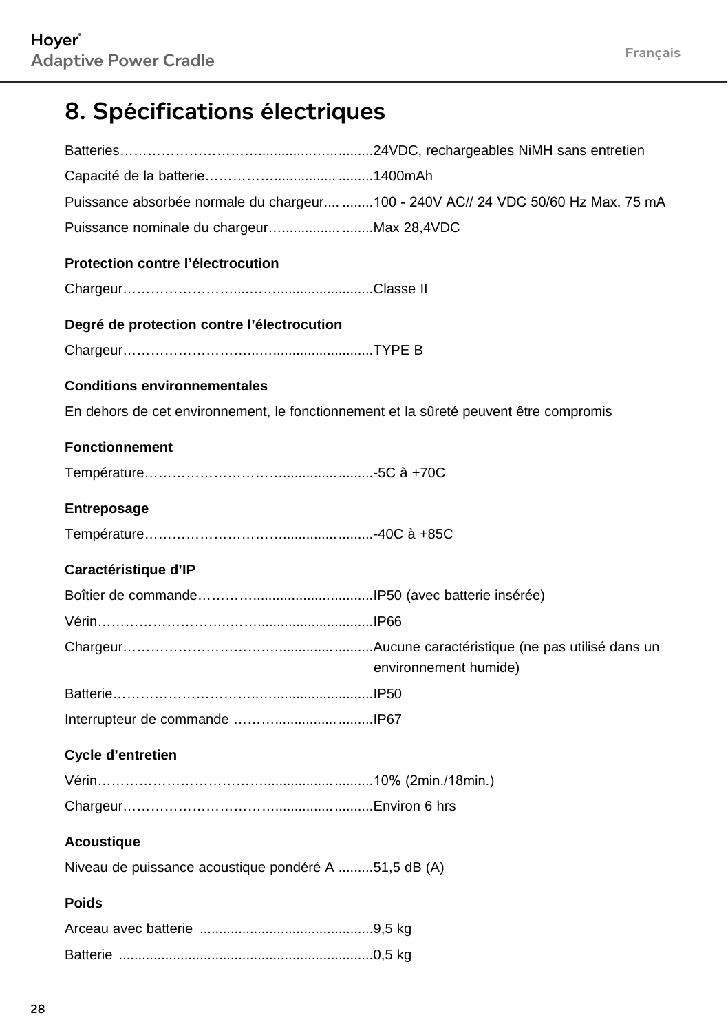# 8. Spécifications électriques

Batteries……………………………..............…...........24VDC, rechargeables NiMH sans entretien

Capacité de la batterie.……………................ .........1400mAh

Puissance absorbée normale du chargeur.... ........100 - 240V AC// 24 VDC 50/60 Hz Max. 75 mA

Puissance nominale du chargeur…............... ........Max 28,4VDC

**Protection contre l'électrocution**

Chargeur………………………....…........................Classe II

**Degré de protection contre l'électrocution**

Chargeur………………………...…........................TYPE B

**Conditions environnementales**

En dehors de cet environnement, le fonctionnement et la sûreté peuvent être compromis

**Fonctionnement**

Température…………………………........…..........-5C à +70C

**Entreposage**

Température…………………………........…..........-40C à +85C

**Caractéristique d'IP**

Boîtier de commande………….............….............IP50 (avec batterie insérée)

Vérin………………………....…..............................IP66

Chargeur……………………………..........…..........Aucune caractéristique (ne pas utilisé dans un environnement humide)

Batterie…………………………..….........................IP50

Interrupteur de commande ………..............….........IP67

**Cycle d'entretien**

Vérin……………………………….............…..........10% (2min./18min.)

Chargeur……………………………............…..........Environ 6 hrs

**Acoustique**

Niveau de puissance acoustique pondéré A .........51,5 dB (A)

**Poids**

Arceau avec batterie ............................................9,5 kg

Batterie .................................................................0,5 kg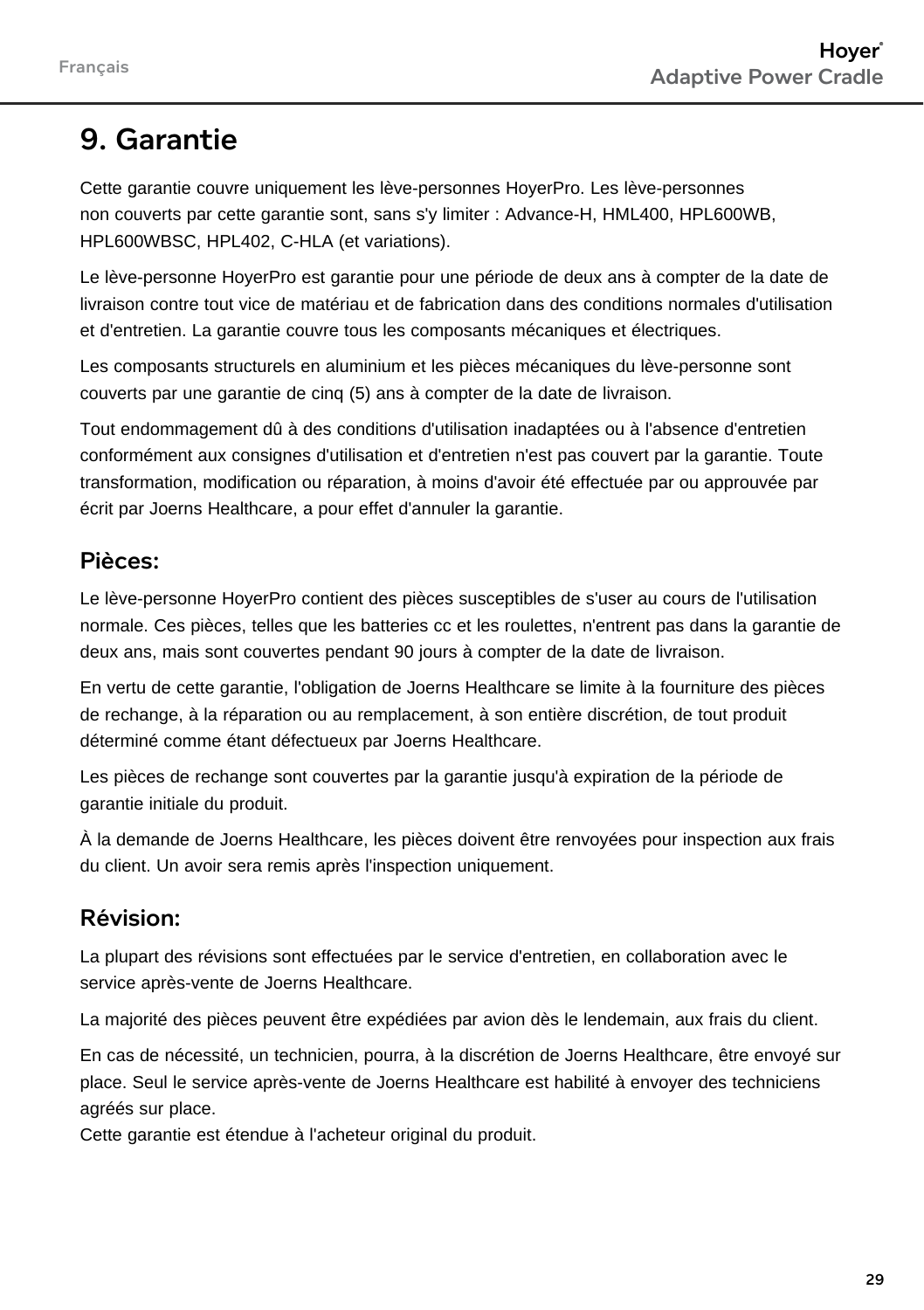# 9. Garantie

Cette garantie couvre uniquement les lève-personnes HoyerPro. Les lève-personnes non couverts par cette garantie sont, sans s'y limiter : Advance-H, HML400, HPL600WB, HPL600WBSC, HPL402, C-HLA (et variations).

Le lève-personne HoyerPro est garantie pour une période de deux ans à compter de la date de livraison contre tout vice de matériau et de fabrication dans des conditions normales d'utilisation et d'entretien. La garantie couvre tous les composants mécaniques et électriques.

Les composants structurels en aluminium et les pièces mécaniques du lève-personne sont couverts par une garantie de cinq (5) ans à compter de la date de livraison.

Tout endommagement dû à des conditions d'utilisation inadaptées ou à l'absence d'entretien conformément aux consignes d'utilisation et d'entretien n'est pas couvert par la garantie. Toute transformation, modification ou réparation, à moins d'avoir été effectuée par ou approuvée par écrit par Joerns Healthcare, a pour effet d'annuler la garantie.

## Pièces:

Le lève-personne HoyerPro contient des pièces susceptibles de s'user au cours de l'utilisation normale. Ces pièces, telles que les batteries cc et les roulettes, n'entrent pas dans la garantie de deux ans, mais sont couvertes pendant 90 jours à compter de la date de livraison.

En vertu de cette garantie, l'obligation de Joerns Healthcare se limite à la fourniture des pièces de rechange, à la réparation ou au remplacement, à son entière discrétion, de tout produit déterminé comme étant défectueux par Joerns Healthcare.

Les pièces de rechange sont couvertes par la garantie jusqu'à expiration de la période de garantie initiale du produit.

À la demande de Joerns Healthcare, les pièces doivent être renvoyées pour inspection aux frais du client. Un avoir sera remis après l'inspection uniquement.

## Révision:

La plupart des révisions sont effectuées par le service d'entretien, en collaboration avec le service après-vente de Joerns Healthcare.

La majorité des pièces peuvent être expédiées par avion dès le lendemain, aux frais du client.

En cas de nécessité, un technicien, pourra, à la discrétion de Joerns Healthcare, être envoyé sur place. Seul le service après-vente de Joerns Healthcare est habilité à envoyer des techniciens agréés sur place.
Cette garantie est étendue à l'acheteur original du produit.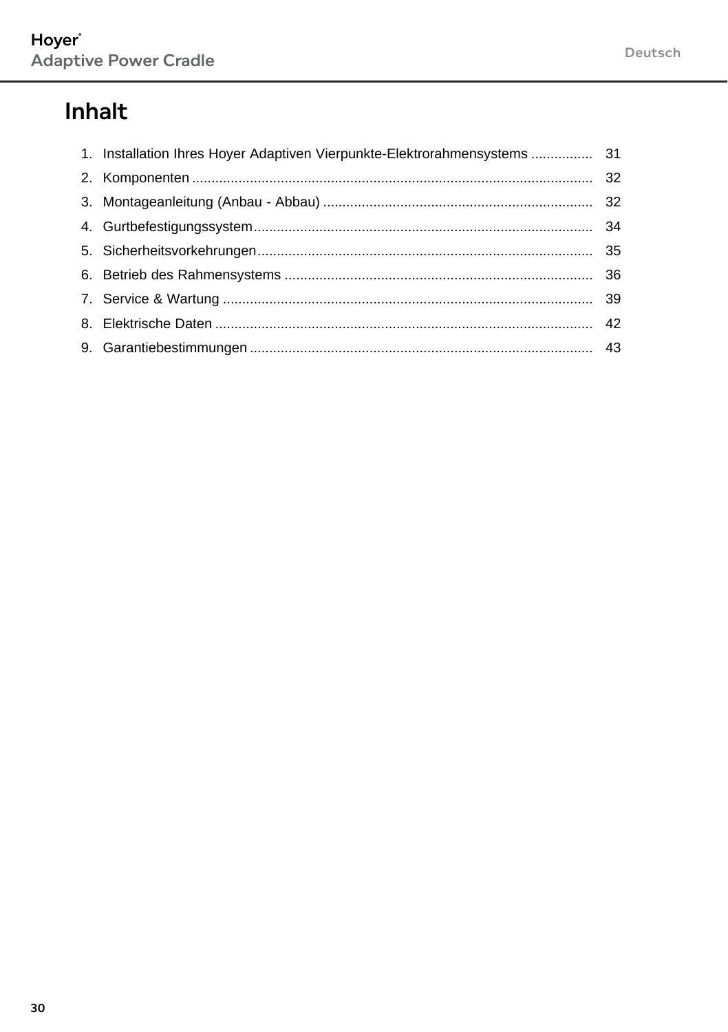# Inhalt

1. Installation Ihres Hoyer Adaptiven Vierpunkte-Elektrorahmensystems ................ 31
2. Komponenten ....................................................................................................... 32
3. Montageanleitung (Anbau - Abbau) ...................................................................... 32
4. Gurtbefestigungssystem....................................................................................... 34
5. Sicherheitsvorkehrungen...................................................................................... 35
6. Betrieb des Rahmensystems ............................................................................... 36
7. Service & Wartung ............................................................................................... 39
8. Elektrische Daten ................................................................................................. 42
9. Garantiebestimmungen ........................................................................................ 43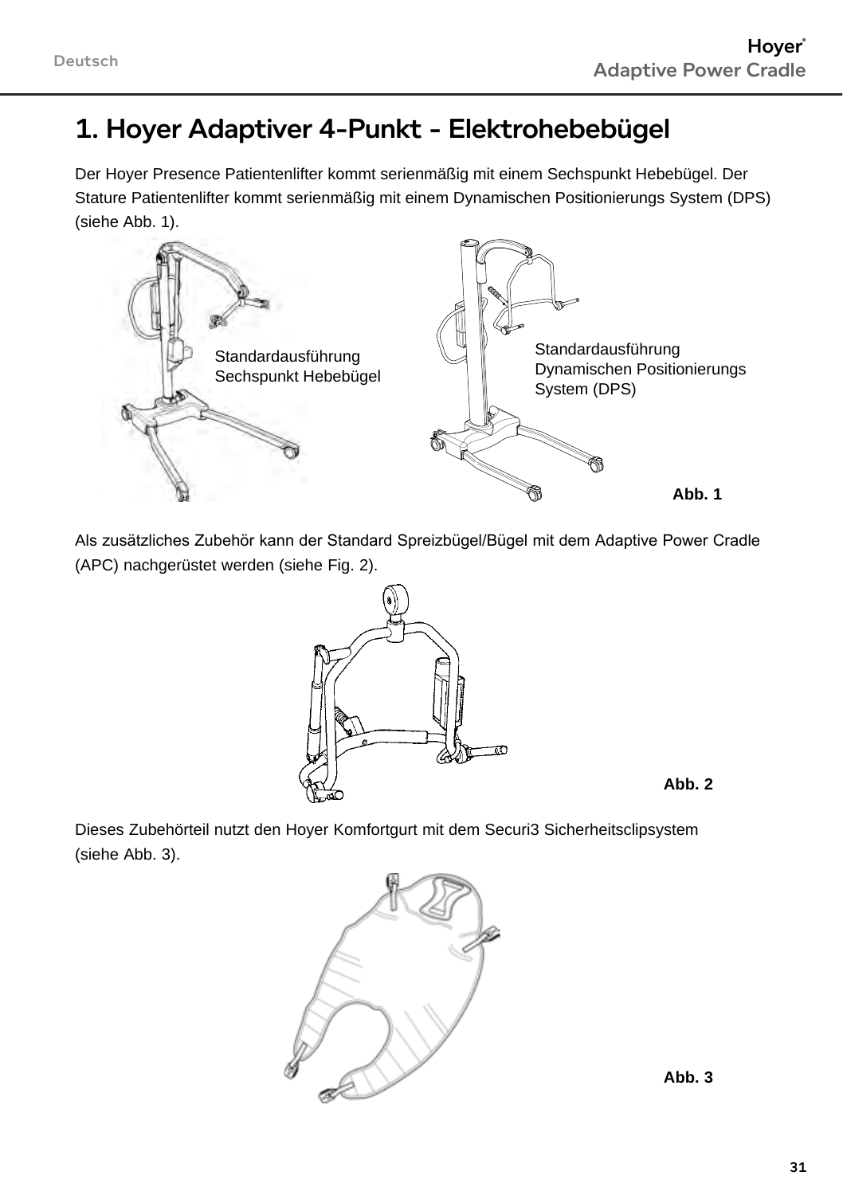# 1. Hoyer Adaptiver 4-Punkt - Elektrohebebügel

Der Hoyer Presence Patientenlifter kommt serienmäßig mit einem Sechspunkt Hebebügel. Der Stature Patientenlifter kommt serienmäßig mit einem Dynamischen Positionierungs System (DPS) (siehe Abb. 1).

Standardausführung Sechspunkt Hebebügel

Standardausführung Dynamischen Positionierungs System (DPS)

**Abb. 1**

Als zusätzliches Zubehör kann der Standard Spreizbügel/Bügel mit dem Adaptive Power Cradle (APC) nachgerüstet werden (siehe Fig. 2).

**Abb. 2**

Dieses Zubehörteil nutzt den Hoyer Komfortgurt mit dem Securi3 Sicherheitsclipsystem (siehe Abb. 3).

**Abb. 3**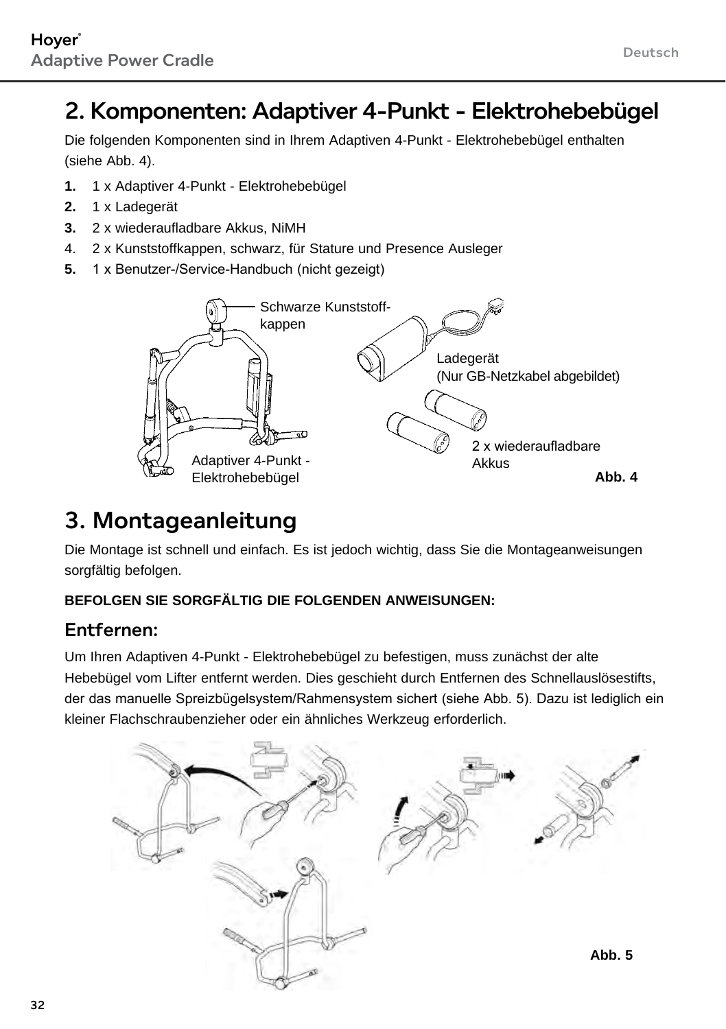## 2. Komponenten: Adaptiver 4-Punkt - Elektrohebebügel

Die folgenden Komponenten sind in Ihrem Adaptiven 4-Punkt - Elektrohebebügel enthalten (siehe Abb. 4).

1. 1 x Adaptiver 4-Punkt - Elektrohebebügel
2. 1 x Ladegerät
3. 2 x wiederaufladbare Akkus, NiMH
4. 2 x Kunststoffkappen, schwarz, für Stature und Presence Ausleger
5. 1 x Benutzer-/Service-Handbuch (nicht gezeigt)

Schwarze Kunststoff-kappen

Ladegerät
(Nur GB-Netzkabel abgebildet)

2 x wiederaufladbare Akkus

Adaptiver 4-Punkt - Elektrohebebügel

**Abb. 4**

## 3. Montageanleitung

Die Montage ist schnell und einfach. Es ist jedoch wichtig, dass Sie die Montageanweisungen sorgfältig befolgen.

**BEFOLGEN SIE SORGFÄLTIG DIE FOLGENDEN ANWEISUNGEN:**

### Entfernen:

Um Ihren Adaptiven 4-Punkt - Elektrohebebügel zu befestigen, muss zunächst der alte Hebebügel vom Lifter entfernt werden. Dies geschieht durch Entfernen des Schnellauslösestifts, der das manuelle Spreizbügelsystem/Rahmensystem sichert (siehe Abb. 5). Dazu ist lediglich ein kleiner Flachschraubenzieher oder ein ähnliches Werkzeug erforderlich.

**Abb. 5**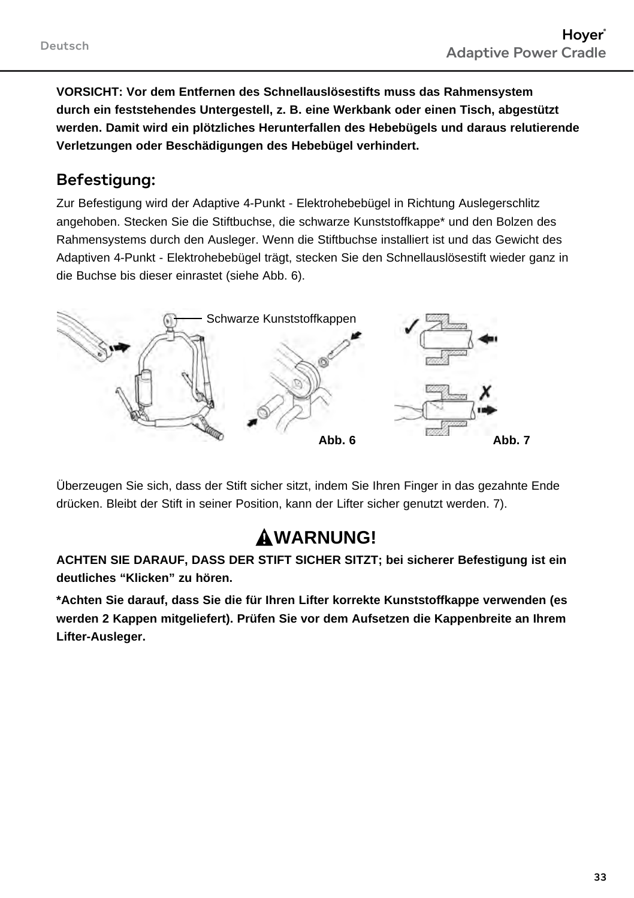**VORSICHT: Vor dem Entfernen des Schnellauslösestifts muss das Rahmensystem durch ein feststehendes Untergestell, z. B. eine Werkbank oder einen Tisch, abgestützt werden. Damit wird ein plötzliches Herunterfallen des Hebebügels und daraus relutierende Verletzungen oder Beschädigungen des Hebebügel verhindert.**

## Befestigung:

Zur Befestigung wird der Adaptive 4-Punkt - Elektrohebebügel in Richtung Auslegerschlitz angehoben. Stecken Sie die Stiftbuchse, die schwarze Kunststoffkappe* und den Bolzen des Rahmensystems durch den Ausleger. Wenn die Stiftbuchse installiert ist und das Gewicht des Adaptiven 4-Punkt - Elektrohebebügel trägt, stecken Sie den Schnellauslösestift wieder ganz in die Buchse bis dieser einrastet (siehe Abb. 6).

Schwarze Kunststoffkappen

Abb. 6

Abb. 7

Überzeugen Sie sich, dass der Stift sicher sitzt, indem Sie Ihren Finger in das gezahnte Ende drücken. Bleibt der Stift in seiner Position, kann der Lifter sicher genutzt werden. 7).

## ⚠WARNUNG!

**ACHTEN SIE DARAUF, DASS DER STIFT SICHER SITZT; bei sicherer Befestigung ist ein deutliches “Klicken” zu hören.**

***Achten Sie darauf, dass Sie die für Ihren Lifter korrekte Kunststoffkappe verwenden (es werden 2 Kappen mitgeliefert). Prüfen Sie vor dem Aufsetzen die Kappenbreite an Ihrem Lifter-Ausleger.**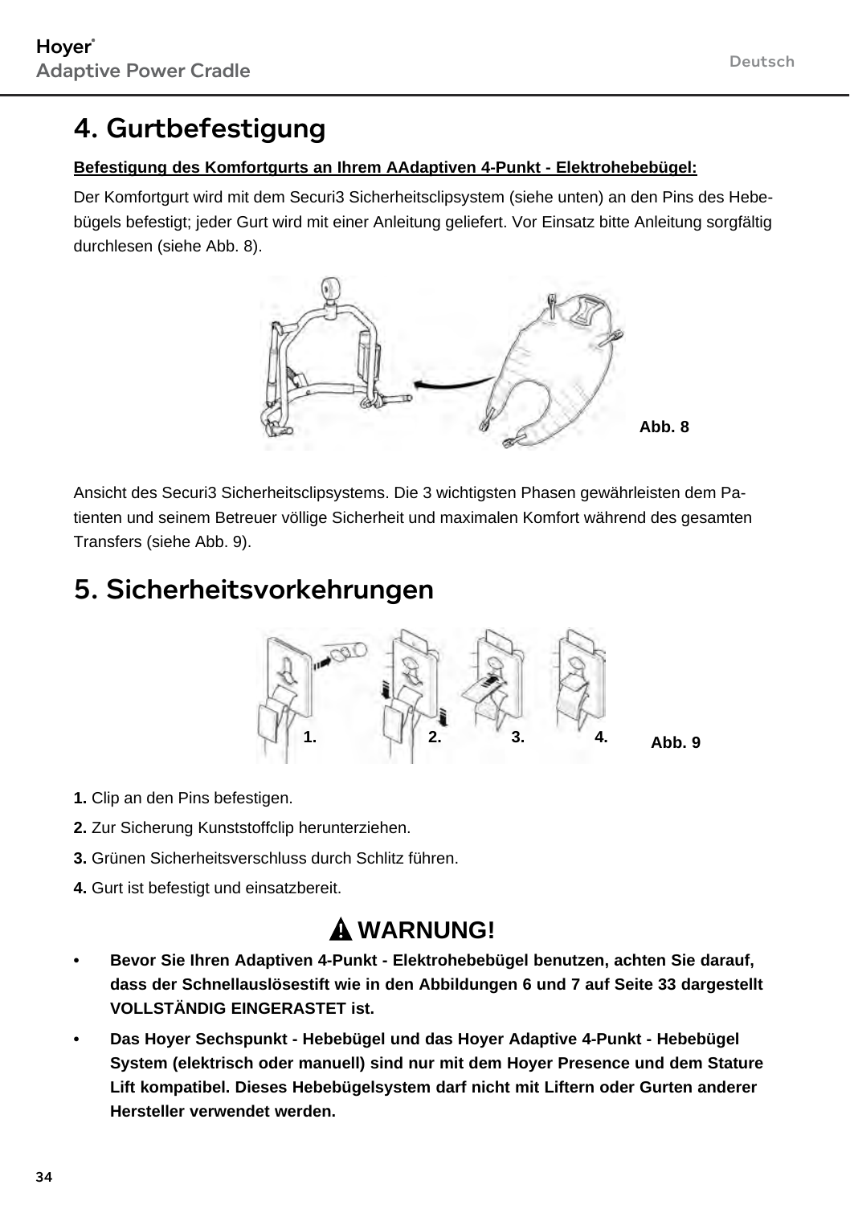# 4. Gurtbefestigung

**Befestigung des Komfortgurts an Ihrem AAdaptiven 4-Punkt - Elektrohebebügel:**

Der Komfortgurt wird mit dem Securi3 Sicherheitsclipsystem (siehe unten) an den Pins des Hebebügels befestigt; jeder Gurt wird mit einer Anleitung geliefert. Vor Einsatz bitte Anleitung sorgfältig durchlesen (siehe Abb. 8).

Abb. 8

Ansicht des Securi3 Sicherheitsclipsystems. Die 3 wichtigsten Phasen gewährleisten dem Patienten und seinem Betreuer völlige Sicherheit und maximalen Komfort während des gesamten Transfers (siehe Abb. 9).

# 5. Sicherheitsvorkehrungen

Abb. 9

**1.** Clip an den Pins befestigen.

**2.** Zur Sicherung Kunststoffclip herunterziehen.

**3.** Grünen Sicherheitsverschluss durch Schlitz führen.

**4.** Gurt ist befestigt und einsatzbereit.

**⚠ WARNUNG!**

- **Bevor Sie Ihren Adaptiven 4-Punkt - Elektrohebebügel benutzen, achten Sie darauf, dass der Schnellauslösestift wie in den Abbildungen 6 und 7 auf Seite 33 dargestellt VOLLSTÄNDIG EINGERASTET ist.**
- **Das Hoyer Sechspunkt - Hebebügel und das Hoyer Adaptive 4-Punkt - Hebebügel System (elektrisch oder manuell) sind nur mit dem Hoyer Presence und dem Stature Lift kompatibel. Dieses Hebebügelsystem darf nicht mit Liftern oder Gurten anderer Hersteller verwendet werden.**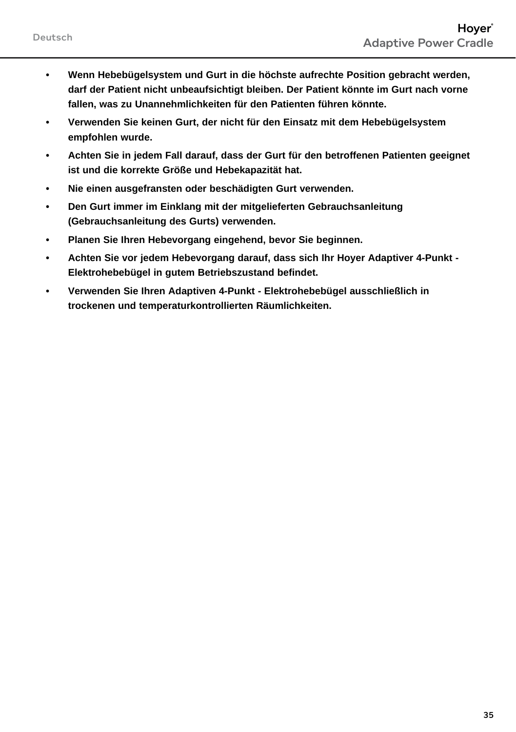- **Wenn Hebebügelsystem und Gurt in die höchste aufrechte Position gebracht werden, darf der Patient nicht unbeaufsichtigt bleiben. Der Patient könnte im Gurt nach vorne fallen, was zu Unannehmlichkeiten für den Patienten führen könnte.**
- **Verwenden Sie keinen Gurt, der nicht für den Einsatz mit dem Hebebügelsystem empfohlen wurde.**
- **Achten Sie in jedem Fall darauf, dass der Gurt für den betroffenen Patienten geeignet ist und die korrekte Größe und Hebekapazität hat.**
- **Nie einen ausgefransten oder beschädigten Gurt verwenden.**
- **Den Gurt immer im Einklang mit der mitgelieferten Gebrauchsanleitung (Gebrauchsanleitung des Gurts) verwenden.**
- **Planen Sie Ihren Hebevorgang eingehend, bevor Sie beginnen.**
- **Achten Sie vor jedem Hebevorgang darauf, dass sich Ihr Hoyer Adaptiver 4-Punkt - Elektrohebebügel in gutem Betriebszustand befindet.**
- **Verwenden Sie Ihren Adaptiven 4-Punkt - Elektrohebebügel ausschließlich in trockenen und temperaturkontrollierten Räumlichkeiten.**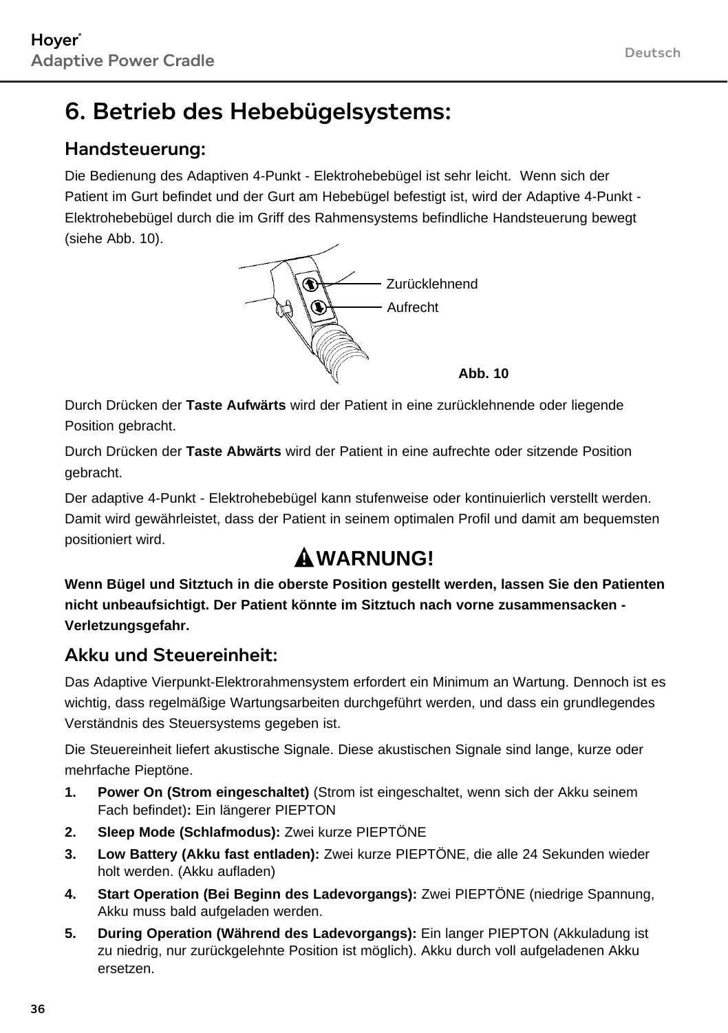# 6. Betrieb des Hebebügelsystems:

## Handsteuerung:

Die Bedienung des Adaptiven 4-Punkt - Elektrohebebügel ist sehr leicht. Wenn sich der Patient im Gurt befindet und der Gurt am Hebebügel befestigt ist, wird der Adaptive 4-Punkt - Elektrohebebügel durch die im Griff des Rahmensystems befindliche Handsteuerung bewegt (siehe Abb. 10).

Zurücklehnend

Aufrecht

**Abb. 10**

Durch Drücken der **Taste Aufwärts** wird der Patient in eine zurücklehnende oder liegende Position gebracht.

Durch Drücken der **Taste Abwärts** wird der Patient in eine aufrechte oder sitzende Position gebracht.

Der adaptive 4-Punkt - Elektrohebebügel kann stufenweise oder kontinuierlich verstellt werden. Damit wird gewährleistet, dass der Patient in seinem optimalen Profil und damit am bequemsten positioniert wird.

**⚠WARNUNG!**

**Wenn Bügel und Sitztuch in die oberste Position gestellt werden, lassen Sie den Patienten nicht unbeaufsichtigt. Der Patient könnte im Sitztuch nach vorne zusammensacken - Verletzungsgefahr.**

## Akku und Steuereinheit:

Das Adaptive Vierpunkt-Elektrorahmensystem erfordert ein Minimum an Wartung. Dennoch ist es wichtig, dass regelmäßige Wartungsarbeiten durchgeführt werden, und dass ein grundlegendes Verständnis des Steuersystems gegeben ist.

Die Steuereinheit liefert akustische Signale. Diese akustischen Signale sind lange, kurze oder mehrfache Pieptöne.

1. **Power On (Strom eingeschaltet)** (Strom ist eingeschaltet, wenn sich der Akku seinem Fach befindet)**:** Ein längerer PIEPTON
2. **Sleep Mode (Schlafmodus):** Zwei kurze PIEPTÖNE
3. **Low Battery (Akku fast entladen):** Zwei kurze PIEPTÖNE, die alle 24 Sekunden wieder holt werden. (Akku aufladen)
4. **Start Operation (Bei Beginn des Ladevorgangs):** Zwei PIEPTÖNE (niedrige Spannung, Akku muss bald aufgeladen werden.
5. **During Operation (Während des Ladevorgangs):** Ein langer PIEPTON (Akkuladung ist zu niedrig, nur zurückgelehnte Position ist möglich). Akku durch voll aufgeladenen Akku ersetzen.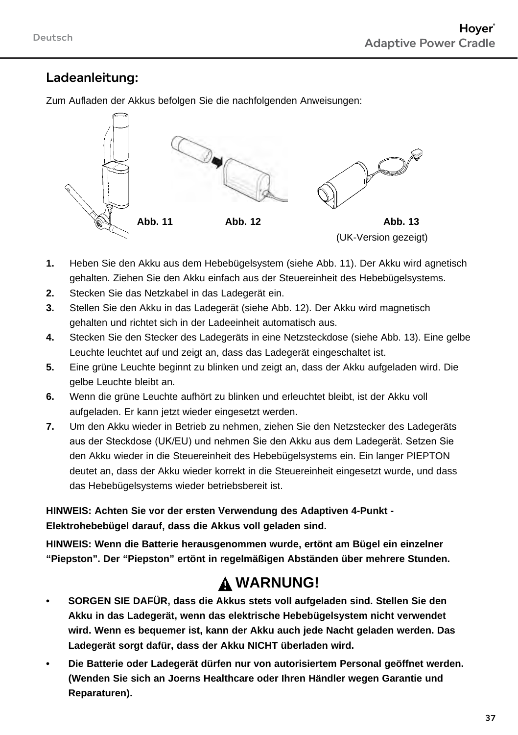## Ladeanleitung:

Zum Aufladen der Akkus befolgen Sie die nachfolgenden Anweisungen:

Abb. 11 Abb. 12 Abb. 13

(UK-Version gezeigt)

1. Heben Sie den Akku aus dem Hebebügelsystem (siehe Abb. 11). Der Akku wird agnetisch gehalten. Ziehen Sie den Akku einfach aus der Steuereinheit des Hebebügelsystems.
2. Stecken Sie das Netzkabel in das Ladegerät ein.
3. Stellen Sie den Akku in das Ladegerät (siehe Abb. 12). Der Akku wird magnetisch gehalten und richtet sich in der Ladeeinheit automatisch aus.
4. Stecken Sie den Stecker des Ladegeräts in eine Netzsteckdose (siehe Abb. 13). Eine gelbe Leuchte leuchtet auf und zeigt an, dass das Ladegerät eingeschaltet ist.
5. Eine grüne Leuchte beginnt zu blinken und zeigt an, dass der Akku aufgeladen wird. Die gelbe Leuchte bleibt an.
6. Wenn die grüne Leuchte aufhört zu blinken und erleuchtet bleibt, ist der Akku voll aufgeladen. Er kann jetzt wieder eingesetzt werden.
7. Um den Akku wieder in Betrieb zu nehmen, ziehen Sie den Netzstecker des Ladegeräts aus der Steckdose (UK/EU) und nehmen Sie den Akku aus dem Ladegerät. Setzen Sie den Akku wieder in die Steuereinheit des Hebebügelsystems ein. Ein langer PIEPTON deutet an, dass der Akku wieder korrekt in die Steuereinheit eingesetzt wurde, und dass das Hebebügelsystems wieder betriebsbereit ist.

**HINWEIS: Achten Sie vor der ersten Verwendung des Adaptiven 4-Punkt - Elektrohebebügel darauf, dass die Akkus voll geladen sind.**

**HINWEIS: Wenn die Batterie herausgenommen wurde, ertönt am Bügel ein einzelner “Piepston”. Der “Piepston” ertönt in regelmäßigen Abständen über mehrere Stunden.**

**⚠ WARNUNG!**

- **SORGEN SIE DAFÜR, dass die Akkus stets voll aufgeladen sind. Stellen Sie den Akku in das Ladegerät, wenn das elektrische Hebebügelsystem nicht verwendet wird. Wenn es bequemer ist, kann der Akku auch jede Nacht geladen werden. Das Ladegerät sorgt dafür, dass der Akku NICHT überladen wird.**
- **Die Batterie oder Ladegerät dürfen nur von autorisiertem Personal geöffnet werden. (Wenden Sie sich an Joerns Healthcare oder Ihren Händler wegen Garantie und Reparaturen).**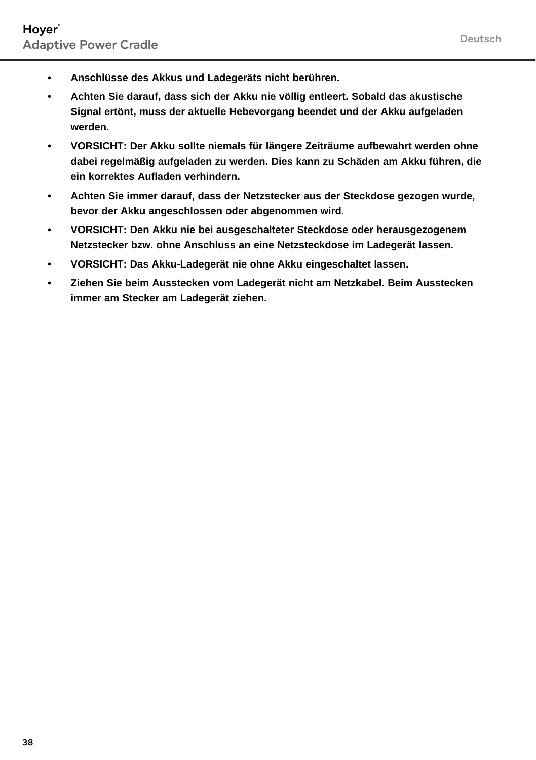- **Anschlüsse des Akkus und Ladegeräts nicht berühren.**
- **Achten Sie darauf, dass sich der Akku nie völlig entleert. Sobald das akustische Signal ertönt, muss der aktuelle Hebevorgang beendet und der Akku aufgeladen werden.**
- **VORSICHT: Der Akku sollte niemals für längere Zeiträume aufbewahrt werden ohne dabei regelmäßig aufgeladen zu werden. Dies kann zu Schäden am Akku führen, die ein korrektes Aufladen verhindern.**
- **Achten Sie immer darauf, dass der Netzstecker aus der Steckdose gezogen wurde, bevor der Akku angeschlossen oder abgenommen wird.**
- **VORSICHT: Den Akku nie bei ausgeschalteter Steckdose oder herausgezogenem Netzstecker bzw. ohne Anschluss an eine Netzsteckdose im Ladegerät lassen.**
- **VORSICHT: Das Akku-Ladegerät nie ohne Akku eingeschaltet lassen.**
- **Ziehen Sie beim Ausstecken vom Ladegerät nicht am Netzkabel. Beim Ausstecken immer am Stecker am Ladegerät ziehen.**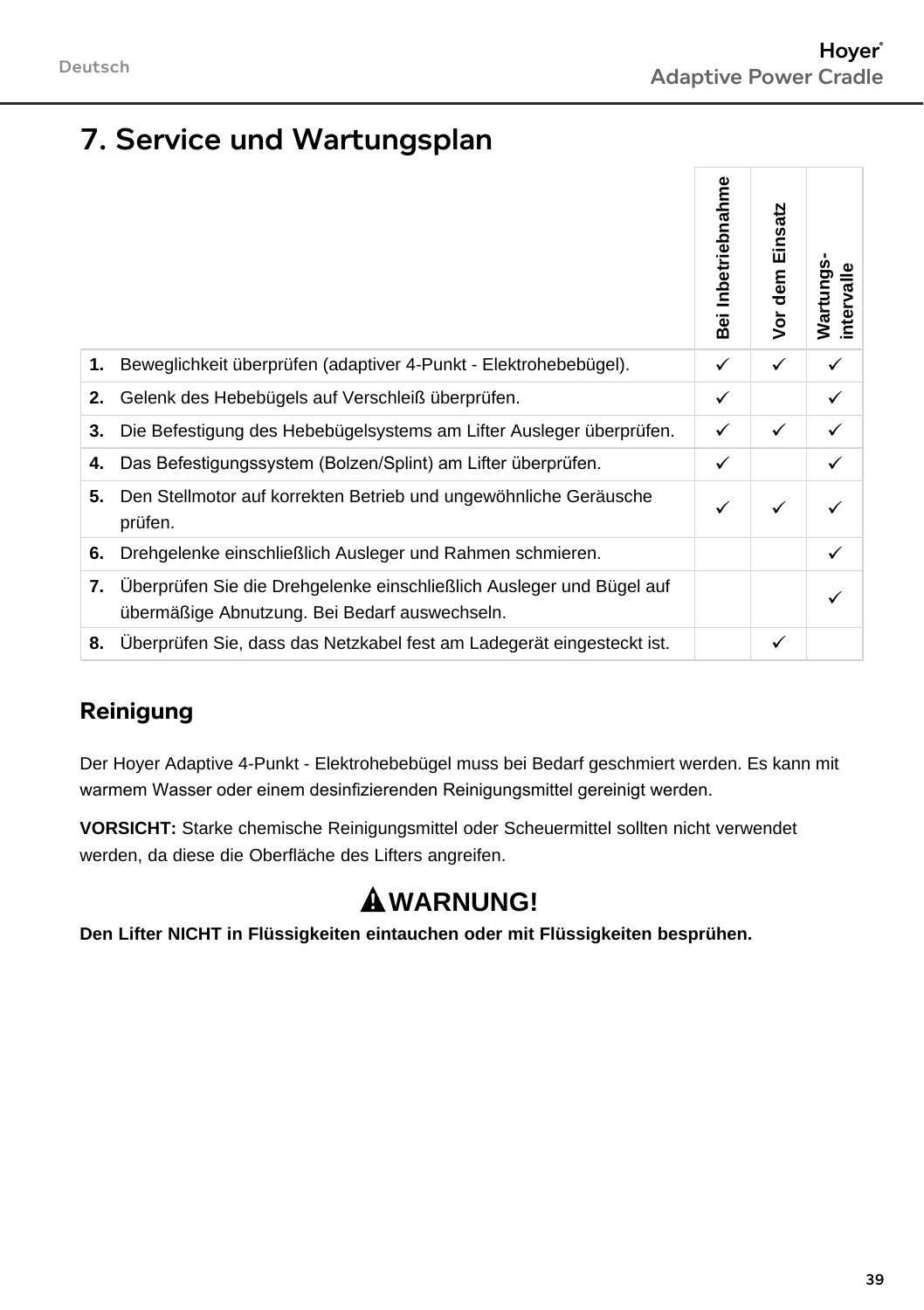# 7. Service und Wartungsplan

| | | Bei Inbetriebnahme | Vor dem Einsatz | Wartungs-intervalle |
|---|---|---|---|---|
| **1.** | Beweglichkeit überprüfen (adaptiver 4-Punkt - Elektrohebebügel). | ✓ | ✓ | ✓ |
| **2.** | Gelenk des Hebebügels auf Verschleiß überprüfen. | ✓ | | ✓ |
| **3.** | Die Befestigung des Hebebügelsystems am Lifter Ausleger überprüfen. | ✓ | ✓ | ✓ |
| **4.** | Das Befestigungssystem (Bolzen/Splint) am Lifter überprüfen. | ✓ | | ✓ |
| **5.** | Den Stellmotor auf korrekten Betrieb und ungewöhnliche Geräusche prüfen. | ✓ | ✓ | ✓ |
| **6.** | Drehgelenke einschließlich Ausleger und Rahmen schmieren. | | | ✓ |
| **7.** | Überprüfen Sie die Drehgelenke einschließlich Ausleger und Bügel auf übermäßige Abnutzung. Bei Bedarf auswechseln. | | | ✓ |
| **8.** | Überprüfen Sie, dass das Netzkabel fest am Ladegerät eingesteckt ist. | | ✓ | |

## Reinigung

Der Hoyer Adaptive 4-Punkt - Elektrohebebügel muss bei Bedarf geschmiert werden. Es kann mit warmem Wasser oder einem desinfizierenden Reinigungsmittel gereinigt werden.

**VORSICHT:** Starke chemische Reinigungsmittel oder Scheuermittel sollten nicht verwendet werden, da diese die Oberfläche des Lifters angreifen.

**⚠ WARNUNG!**

**Den Lifter NICHT in Flüssigkeiten eintauchen oder mit Flüssigkeiten besprühen.**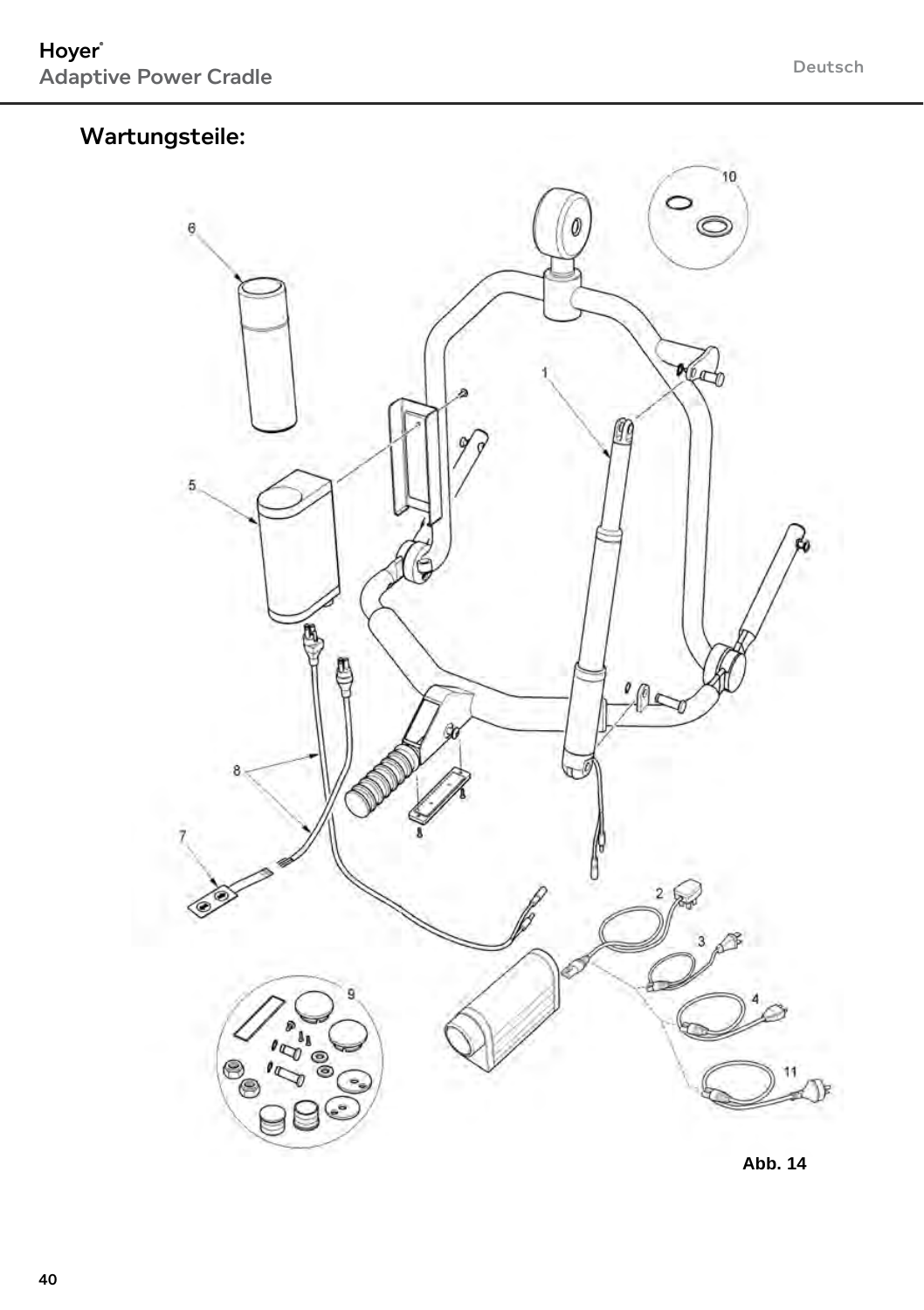## Wartungsteile:

Abb. 14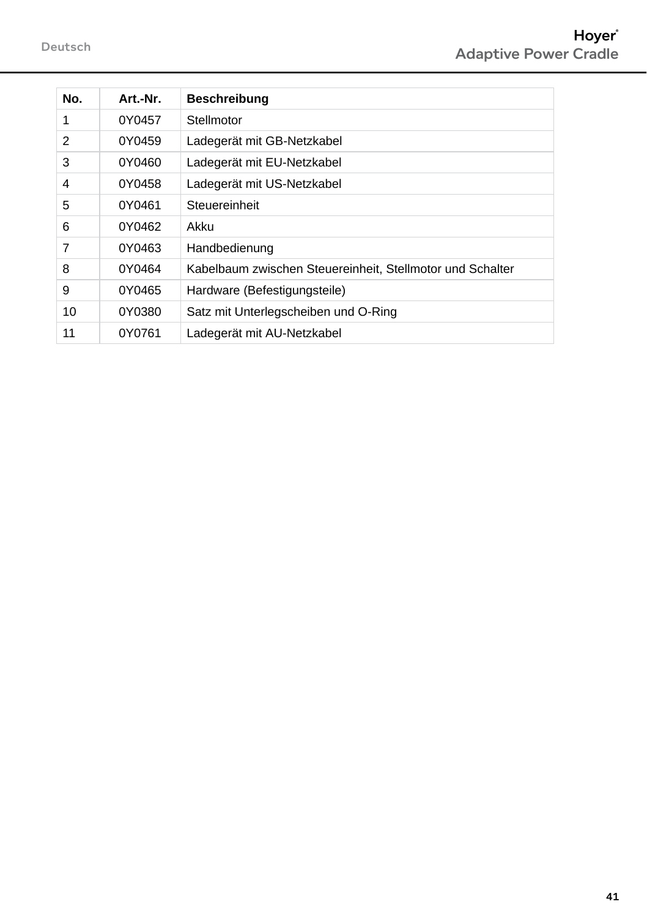| No. | Art.-Nr. | Beschreibung |
|---|---|---|
| 1 | 0Y0457 | Stellmotor |
| 2 | 0Y0459 | Ladegerät mit GB-Netzkabel |
| 3 | 0Y0460 | Ladegerät mit EU-Netzkabel |
| 4 | 0Y0458 | Ladegerät mit US-Netzkabel |
| 5 | 0Y0461 | Steuereinheit |
| 6 | 0Y0462 | Akku |
| 7 | 0Y0463 | Handbedienung |
| 8 | 0Y0464 | Kabelbaum zwischen Steuereinheit, Stellmotor und Schalter |
| 9 | 0Y0465 | Hardware (Befestigungsteile) |
| 10 | 0Y0380 | Satz mit Unterlegscheiben und O-Ring |
| 11 | 0Y0761 | Ladegerät mit AU-Netzkabel |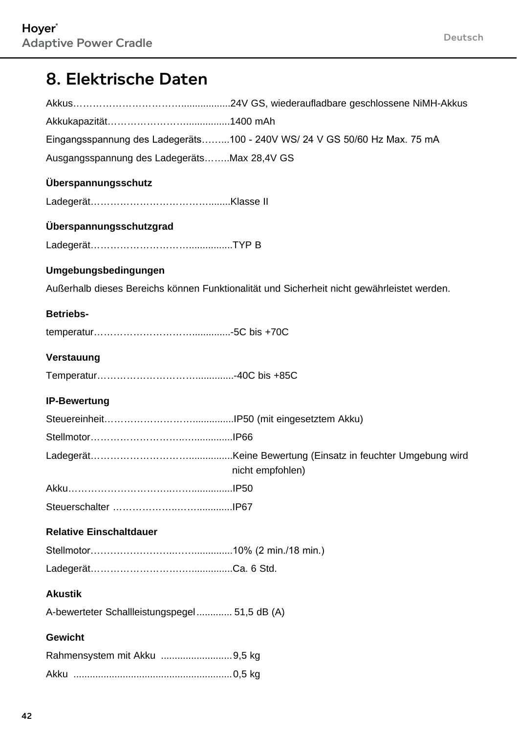## 8. Elektrische Daten

Akkus……………………………..................24V GS, wiederaufladbare geschlossene NiMH-Akkus

Akkukapazität……………………................1400 mAh

Eingangsspannung des Ladegeräts……...100 - 240V WS/ 24 V GS 50/60 Hz Max. 75 mA

Ausgangsspannung des Ladegeräts……..Max 28,4V GS

**Überspannungsschutz**

Ladegerät…………………………………........Klasse II

**Überspannungsschutzgrad**

Ladegerät…………………………................TYP B

**Umgebungsbedingungen**

Außerhalb dieses Bereichs können Funktionalität und Sicherheit nicht gewährleistet werden.

**Betriebs-**

temperatur……………………………..............-5C bis +70C

**Verstauung**

Temperatur……………………………..............-40C bis +85C

**IP-Bewertung**

Steuereinheit…………………….……................IP50 (mit eingesetztem Akku)

Stellmotor…………………………..................IP66

Ladegerät……………………………................Keine Bewertung (Einsatz in feuchter Umgebung wird nicht empfohlen)

Akku………………………….……................IP50

Steuerschalter ………………..……..............IP67

**Relative Einschaltdauer**

Stellmotor……………………..…….............10% (2 min./18 min.)

Ladegerät……………………………...............Ca. 6 Std.

**Akustik**

A-bewerteter Schallleistungspegel............. 51,5 dB (A)

**Gewicht**

Rahmensystem mit Akku ..........................9,5 kg

Akku .........................................................0,5 kg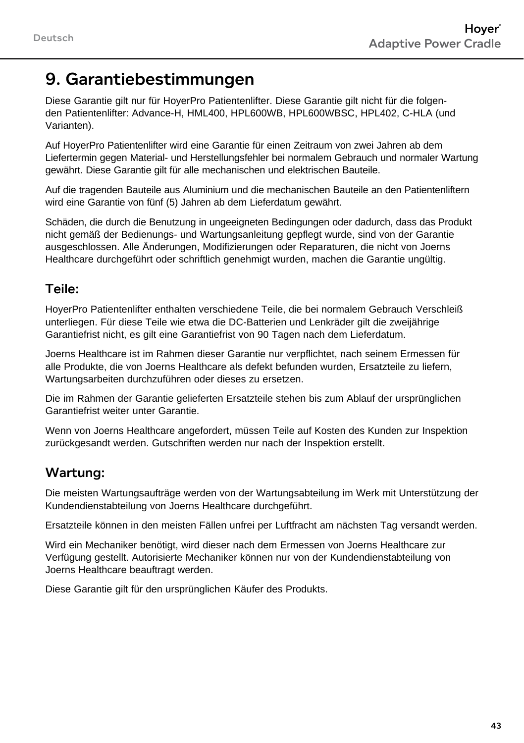# 9. Garantiebestimmungen

Diese Garantie gilt nur für HoyerPro Patientenlifter. Diese Garantie gilt nicht für die folgenden Patientenlifter: Advance-H, HML400, HPL600WB, HPL600WBSC, HPL402, C-HLA (und Varianten).

Auf HoyerPro Patientenlifter wird eine Garantie für einen Zeitraum von zwei Jahren ab dem Liefertermin gegen Material- und Herstellungsfehler bei normalem Gebrauch und normaler Wartung gewährt. Diese Garantie gilt für alle mechanischen und elektrischen Bauteile.

Auf die tragenden Bauteile aus Aluminium und die mechanischen Bauteile an den Patientenliftern wird eine Garantie von fünf (5) Jahren ab dem Lieferdatum gewährt.

Schäden, die durch die Benutzung in ungeeigneten Bedingungen oder dadurch, dass das Produkt nicht gemäß der Bedienungs- und Wartungsanleitung gepflegt wurde, sind von der Garantie ausgeschlossen. Alle Änderungen, Modifizierungen oder Reparaturen, die nicht von Joerns Healthcare durchgeführt oder schriftlich genehmigt wurden, machen die Garantie ungültig.

## Teile:

HoyerPro Patientenlifter enthalten verschiedene Teile, die bei normalem Gebrauch Verschleiß unterliegen. Für diese Teile wie etwa die DC-Batterien und Lenkräder gilt die zweijährige Garantiefrist nicht, es gilt eine Garantiefrist von 90 Tagen nach dem Lieferdatum.

Joerns Healthcare ist im Rahmen dieser Garantie nur verpflichtet, nach seinem Ermessen für alle Produkte, die von Joerns Healthcare als defekt befunden wurden, Ersatzteile zu liefern, Wartungsarbeiten durchzuführen oder dieses zu ersetzen.

Die im Rahmen der Garantie gelieferten Ersatzteile stehen bis zum Ablauf der ursprünglichen Garantiefrist weiter unter Garantie.

Wenn von Joerns Healthcare angefordert, müssen Teile auf Kosten des Kunden zur Inspektion zurückgesandt werden. Gutschriften werden nur nach der Inspektion erstellt.

## Wartung:

Die meisten Wartungsaufträge werden von der Wartungsabteilung im Werk mit Unterstützung der Kundendienstabteilung von Joerns Healthcare durchgeführt.

Ersatzteile können in den meisten Fällen unfrei per Luftfracht am nächsten Tag versandt werden.

Wird ein Mechaniker benötigt, wird dieser nach dem Ermessen von Joerns Healthcare zur Verfügung gestellt. Autorisierte Mechaniker können nur von der Kundendienstabteilung von Joerns Healthcare beauftragt werden.

Diese Garantie gilt für den ursprünglichen Käufer des Produkts.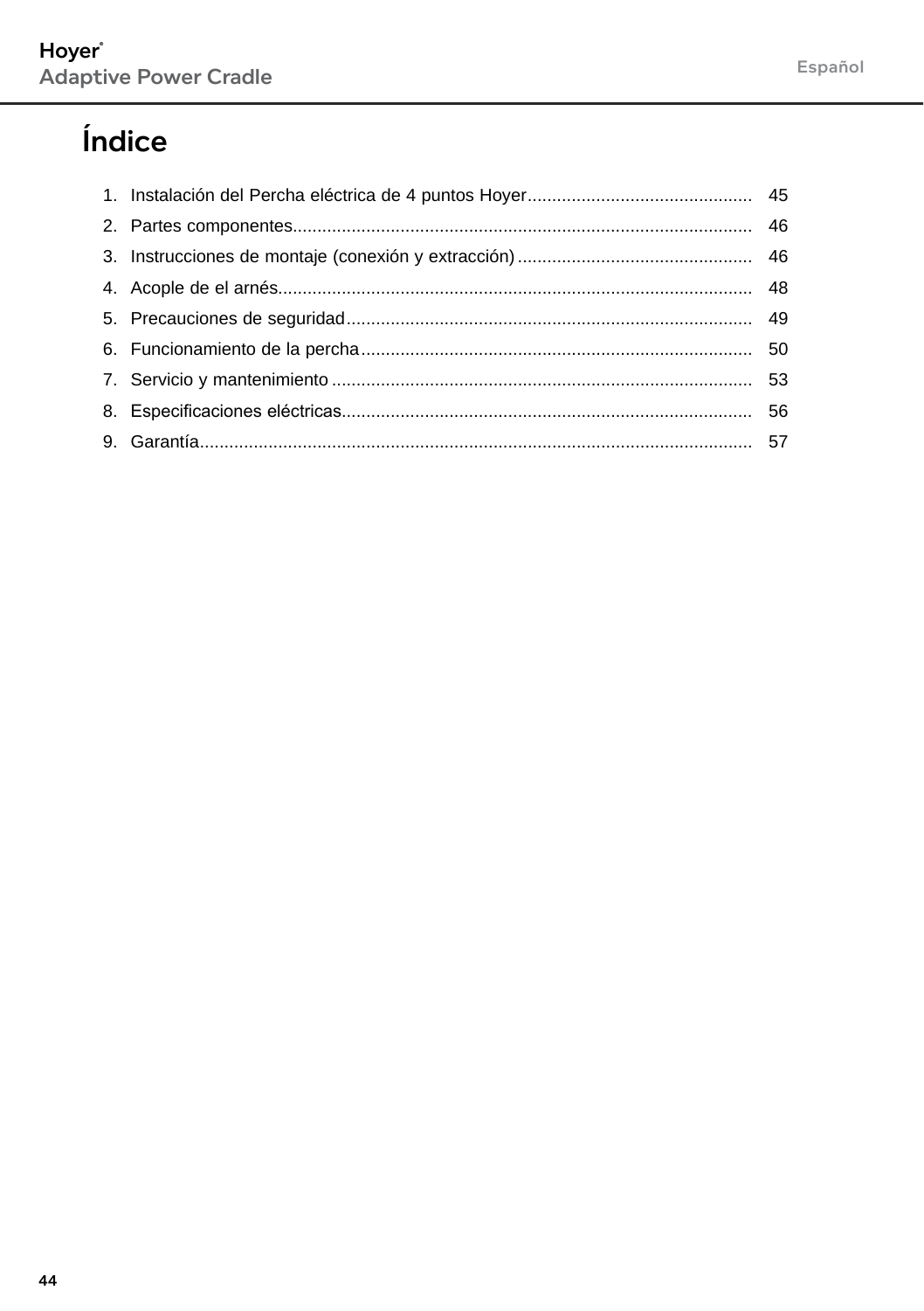# Índice

1. Instalación del Percha eléctrica de 4 puntos Hoyer.............................................. 45
2. Partes componentes............................................................................................ 46
3. Instrucciones de montaje (conexión y extracción)................................................ 46
4. Acople de el arnés................................................................................................ 48
5. Precauciones de seguridad.................................................................................. 49
6. Funcionamiento de la percha............................................................................... 50
7. Servicio y mantenimiento..................................................................................... 53
8. Especificaciones eléctricas................................................................................... 56
9. Garantía................................................................................................................ 57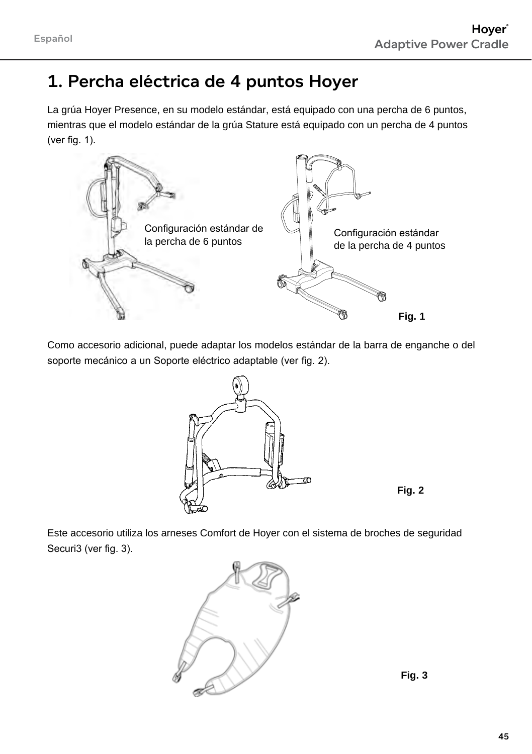# 1. Percha eléctrica de 4 puntos Hoyer

La grúa Hoyer Presence, en su modelo estándar, está equipado con una percha de 6 puntos, mientras que el modelo estándar de la grúa Stature está equipado con un percha de 4 puntos (ver fig. 1).

Configuración estándar de la percha de 6 puntos

Configuración estándar de la percha de 4 puntos

Fig. 1

Como accesorio adicional, puede adaptar los modelos estándar de la barra de enganche o del soporte mecánico a un Soporte eléctrico adaptable (ver fig. 2).

Fig. 2

Este accesorio utiliza los arneses Comfort de Hoyer con el sistema de broches de seguridad Securi3 (ver fig. 3).

Fig. 3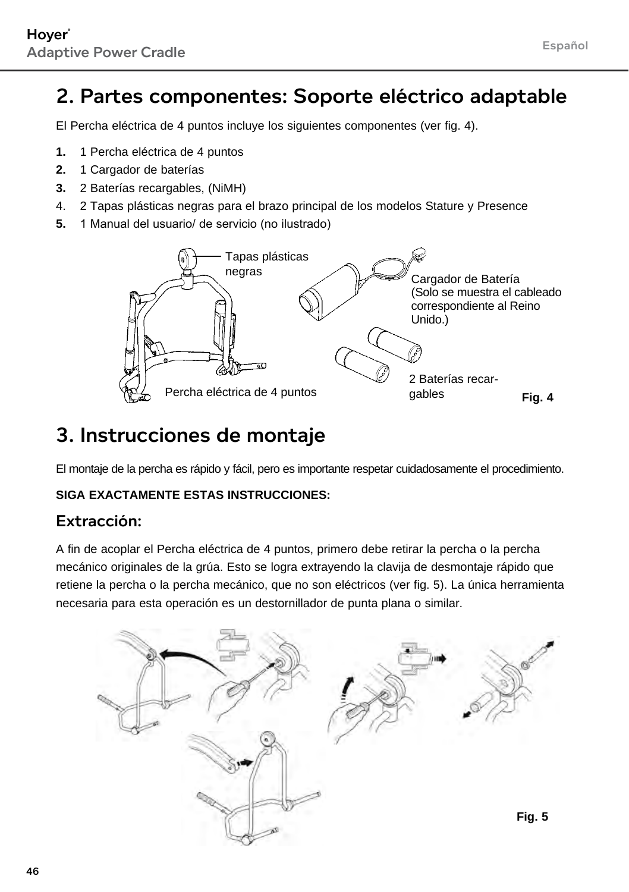## 2. Partes componentes: Soporte eléctrico adaptable

El Percha eléctrica de 4 puntos incluye los siguientes componentes (ver fig. 4).

1. 1 Percha eléctrica de 4 puntos
2. 1 Cargador de baterías
3. 2 Baterías recargables, (NiMH)
4. 2 Tapas plásticas negras para el brazo principal de los modelos Stature y Presence
5. 1 Manual del usuario/ de servicio (no ilustrado)

Tapas plásticas negras

Cargador de Batería (Solo se muestra el cableado correspondiente al Reino Unido.)

2 Baterías recargables

Percha eléctrica de 4 puntos

**Fig. 4**

## 3. Instrucciones de montaje

El montaje de la percha es rápido y fácil, pero es importante respetar cuidadosamente el procedimiento.

**SIGA EXACTAMENTE ESTAS INSTRUCCIONES:**

### Extracción:

A fin de acoplar el Percha eléctrica de 4 puntos, primero debe retirar la percha o la percha mecánico originales de la grúa. Esto se logra extrayendo la clavija de desmontaje rápido que retiene la percha o la percha mecánico, que no son eléctricos (ver fig. 5). La única herramienta necesaria para esta operación es un destornillador de punta plana o similar.

**Fig. 5**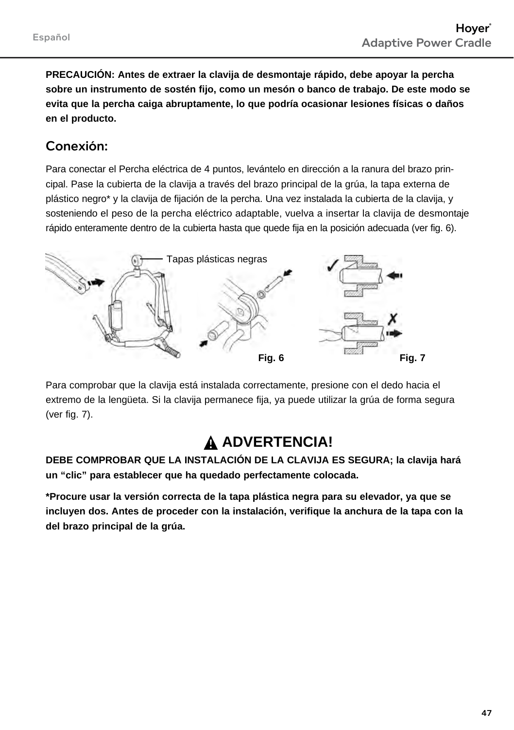**PRECAUCIÓN: Antes de extraer la clavija de desmontaje rápido, debe apoyar la percha sobre un instrumento de sostén fijo, como un mesón o banco de trabajo. De este modo se evita que la percha caiga abruptamente, lo que podría ocasionar lesiones físicas o daños en el producto.**

## Conexión:

Para conectar el Percha eléctrica de 4 puntos, levántelo en dirección a la ranura del brazo principal. Pase la cubierta de la clavija a través del brazo principal de la grúa, la tapa externa de plástico negro* y la clavija de fijación de la percha. Una vez instalada la cubierta de la clavija, y sosteniendo el peso de la percha eléctrico adaptable, vuelva a insertar la clavija de desmontaje rápido enteramente dentro de la cubierta hasta que quede fija en la posición adecuada (ver fig. 6).

Tapas plásticas negras

Fig. 6

Fig. 7

Para comprobar que la clavija está instalada correctamente, presione con el dedo hacia el extremo de la lengüeta. Si la clavija permanece fija, ya puede utilizar la grúa de forma segura (ver fig. 7).

## ADVERTENCIA!

**DEBE COMPROBAR QUE LA INSTALACIÓN DE LA CLAVIJA ES SEGURA; la clavija hará un "clic" para establecer que ha quedado perfectamente colocada.**

***Procure usar la versión correcta de la tapa plástica negra para su elevador, ya que se incluyen dos. Antes de proceder con la instalación, verifique la anchura de la tapa con la del brazo principal de la grúa.**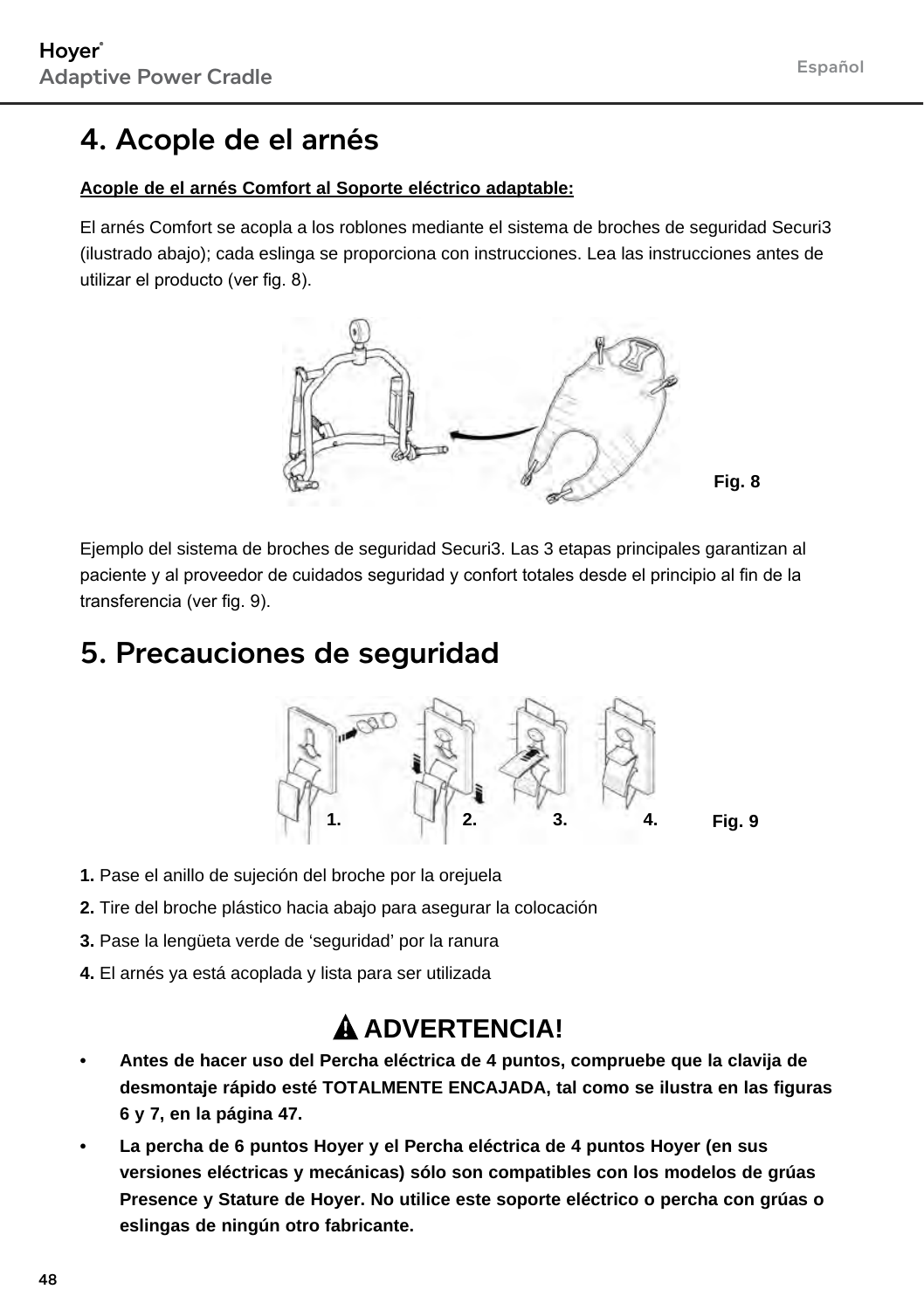## 4. Acople de el arnés

**Acople de el arnés Comfort al Soporte eléctrico adaptable:**

El arnés Comfort se acopla a los roblones mediante el sistema de broches de seguridad Securi3 (ilustrado abajo); cada eslinga se proporciona con instrucciones. Lea las instrucciones antes de utilizar el producto (ver fig. 8).

Fig. 8

Ejemplo del sistema de broches de seguridad Securi3. Las 3 etapas principales garantizan al paciente y al proveedor de cuidados seguridad y confort totales desde el principio al fin de la transferencia (ver fig. 9).

## 5. Precauciones de seguridad

1. 2. 3. 4. Fig. 9

**1.** Pase el anillo de sujeción del broche por la orejuela

**2.** Tire del broche plástico hacia abajo para asegurar la colocación

**3.** Pase la lengüeta verde de ‘seguridad’ por la ranura

**4.** El arnés ya está acoplada y lista para ser utilizada

### ⚠ ADVERTENCIA!

- **Antes de hacer uso del Percha eléctrica de 4 puntos, compruebe que la clavija de desmontaje rápido esté TOTALMENTE ENCAJADA, tal como se ilustra en las figuras 6 y 7, en la página 47.**
- **La percha de 6 puntos Hoyer y el Percha eléctrica de 4 puntos Hoyer (en sus versiones eléctricas y mecánicas) sólo son compatibles con los modelos de grúas Presence y Stature de Hoyer. No utilice este soporte eléctrico o percha con grúas o eslingas de ningún otro fabricante.**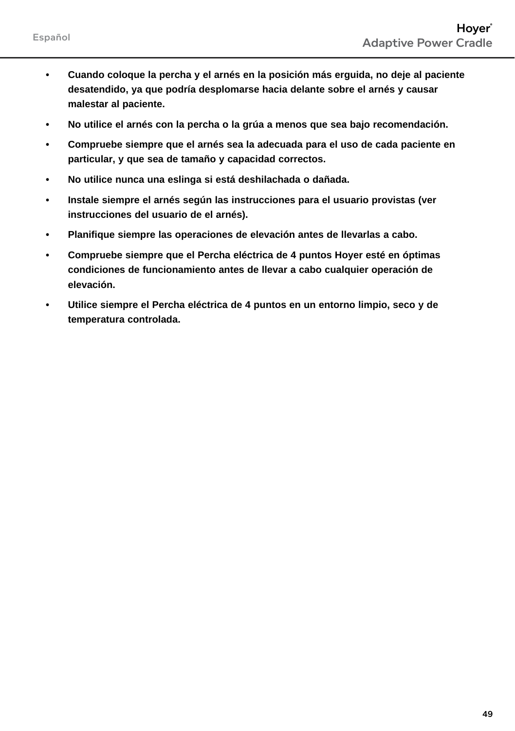- **Cuando coloque la percha y el arnés en la posición más erguida, no deje al paciente desatendido, ya que podría desplomarse hacia delante sobre el arnés y causar malestar al paciente.**
- **No utilice el arnés con la percha o la grúa a menos que sea bajo recomendación.**
- **Compruebe siempre que el arnés sea la adecuada para el uso de cada paciente en particular, y que sea de tamaño y capacidad correctos.**
- **No utilice nunca una eslinga si está deshilachada o dañada.**
- **Instale siempre el arnés según las instrucciones para el usuario provistas (ver instrucciones del usuario de el arnés).**
- **Planifique siempre las operaciones de elevación antes de llevarlas a cabo.**
- **Compruebe siempre que el Percha eléctrica de 4 puntos Hoyer esté en óptimas condiciones de funcionamiento antes de llevar a cabo cualquier operación de elevación.**
- **Utilice siempre el Percha eléctrica de 4 puntos en un entorno limpio, seco y de temperatura controlada.**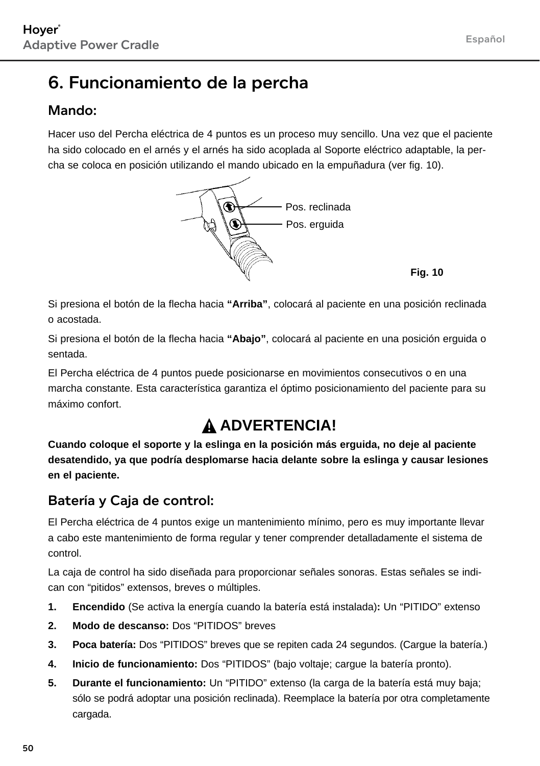# 6. Funcionamiento de la percha

## Mando:

Hacer uso del Percha eléctrica de 4 puntos es un proceso muy sencillo. Una vez que el paciente ha sido colocado en el arnés y el arnés ha sido acoplada al Soporte eléctrico adaptable, la percha se coloca en posición utilizando el mando ubicado en la empuñadura (ver fig. 10).

Pos. reclinada

Pos. erguida

**Fig. 10**

Si presiona el botón de la flecha hacia **“Arriba”**, colocará al paciente en una posición reclinada o acostada.

Si presiona el botón de la flecha hacia **“Abajo”**, colocará al paciente en una posición erguida o sentada.

El Percha eléctrica de 4 puntos puede posicionarse en movimientos consecutivos o en una marcha constante. Esta característica garantiza el óptimo posicionamiento del paciente para su máximo confort.

**⚠ ADVERTENCIA!**

**Cuando coloque el soporte y la eslinga en la posición más erguida, no deje al paciente desatendido, ya que podría desplomarse hacia delante sobre la eslinga y causar lesiones en el paciente.**

## Batería y Caja de control:

El Percha eléctrica de 4 puntos exige un mantenimiento mínimo, pero es muy importante llevar a cabo este mantenimiento de forma regular y tener comprender detalladamente el sistema de control.

La caja de control ha sido diseñada para proporcionar señales sonoras. Estas señales se indican con “pitidos” extensos, breves o múltiples.

1. **Encendido** (Se activa la energía cuando la batería está instalada)**:** Un “PITIDO” extenso
2. **Modo de descanso:** Dos “PITIDOS” breves
3. **Poca batería:** Dos “PITIDOS” breves que se repiten cada 24 segundos. (Cargue la batería.)
4. **Inicio de funcionamiento:** Dos “PITIDOS” (bajo voltaje; cargue la batería pronto).
5. **Durante el funcionamiento:** Un “PITIDO” extenso (la carga de la batería está muy baja; sólo se podrá adoptar una posición reclinada). Reemplace la batería por otra completamente cargada.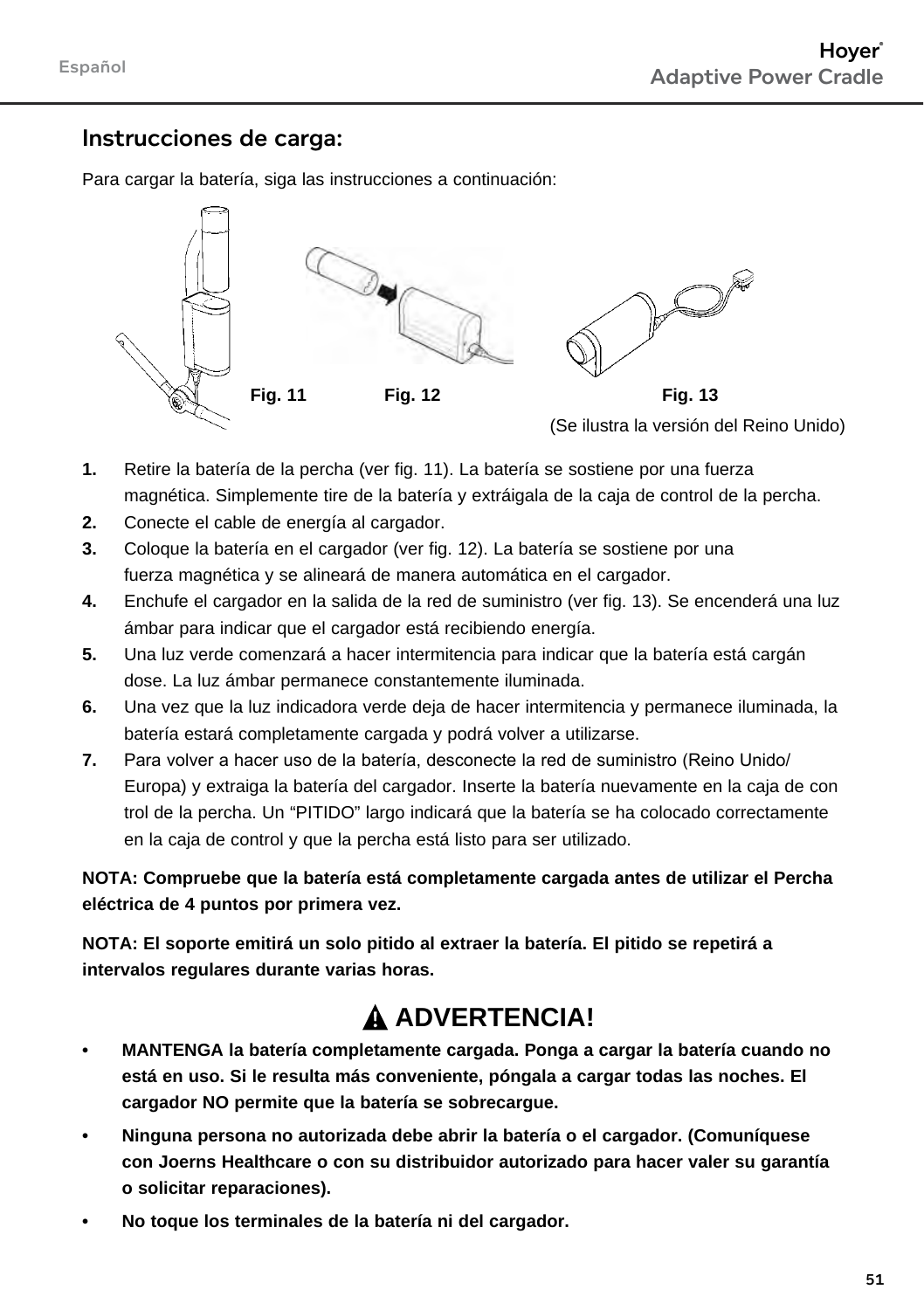## Instrucciones de carga:

Para cargar la batería, siga las instrucciones a continuación:

Fig. 11 Fig. 12 Fig. 13

(Se ilustra la versión del Reino Unido)

1. Retire la batería de la percha (ver fig. 11). La batería se sostiene por una fuerza magnética. Simplemente tire de la batería y extráigala de la caja de control de la percha.
2. Conecte el cable de energía al cargador.
3. Coloque la batería en el cargador (ver fig. 12). La batería se sostiene por una fuerza magnética y se alineará de manera automática en el cargador.
4. Enchufe el cargador en la salida de la red de suministro (ver fig. 13). Se encenderá una luz ámbar para indicar que el cargador está recibiendo energía.
5. Una luz verde comenzará a hacer intermitencia para indicar que la batería está cargán dose. La luz ámbar permanece constantemente iluminada.
6. Una vez que la luz indicadora verde deja de hacer intermitencia y permanece iluminada, la batería estará completamente cargada y podrá volver a utilizarse.
7. Para volver a hacer uso de la batería, desconecte la red de suministro (Reino Unido/ Europa) y extraiga la batería del cargador. Inserte la batería nuevamente en la caja de con trol de la percha. Un “PITIDO” largo indicará que la batería se ha colocado correctamente en la caja de control y que la percha está listo para ser utilizado.

**NOTA: Compruebe que la batería está completamente cargada antes de utilizar el Percha eléctrica de 4 puntos por primera vez.**

**NOTA: El soporte emitirá un solo pitido al extraer la batería. El pitido se repetirá a intervalos regulares durante varias horas.**

## ⚠ ADVERTENCIA!

- **MANTENGA la batería completamente cargada. Ponga a cargar la batería cuando no está en uso. Si le resulta más conveniente, póngala a cargar todas las noches. El cargador NO permite que la batería se sobrecargue.**
- **Ninguna persona no autorizada debe abrir la batería o el cargador. (Comuníquese con Joerns Healthcare o con su distribuidor autorizado para hacer valer su garantía o solicitar reparaciones).**
- **No toque los terminales de la batería ni del cargador.**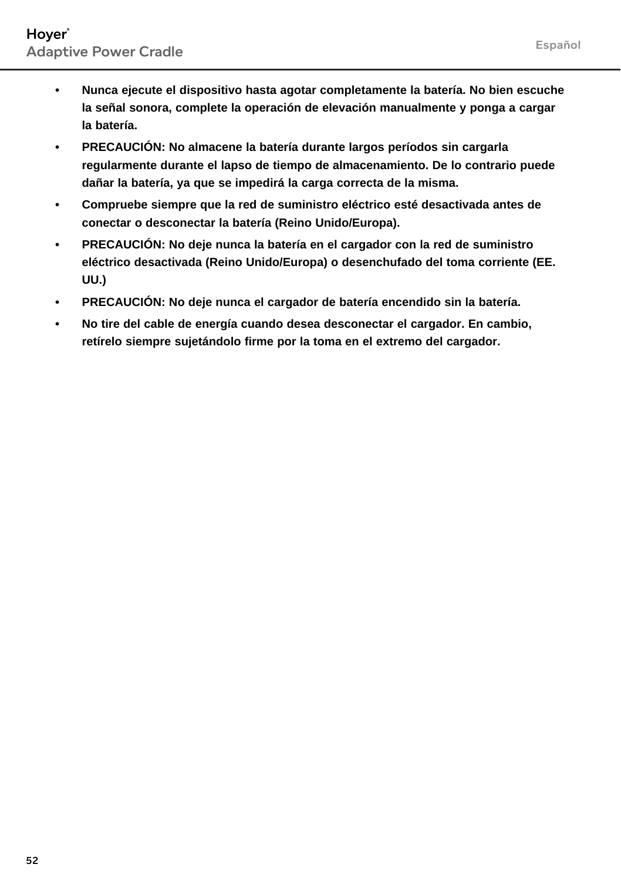- **Nunca ejecute el dispositivo hasta agotar completamente la batería. No bien escuche la señal sonora, complete la operación de elevación manualmente y ponga a cargar la batería.**
- **PRECAUCIÓN: No almacene la batería durante largos períodos sin cargarla regularmente durante el lapso de tiempo de almacenamiento. De lo contrario puede dañar la batería, ya que se impedirá la carga correcta de la misma.**
- **Compruebe siempre que la red de suministro eléctrico esté desactivada antes de conectar o desconectar la batería (Reino Unido/Europa).**
- **PRECAUCIÓN: No deje nunca la batería en el cargador con la red de suministro eléctrico desactivada (Reino Unido/Europa) o desenchufado del toma corriente (EE. UU.)**
- **PRECAUCIÓN: No deje nunca el cargador de batería encendido sin la batería.**
- **No tire del cable de energía cuando desea desconectar el cargador. En cambio, retírelo siempre sujetándolo firme por la toma en el extremo del cargador.**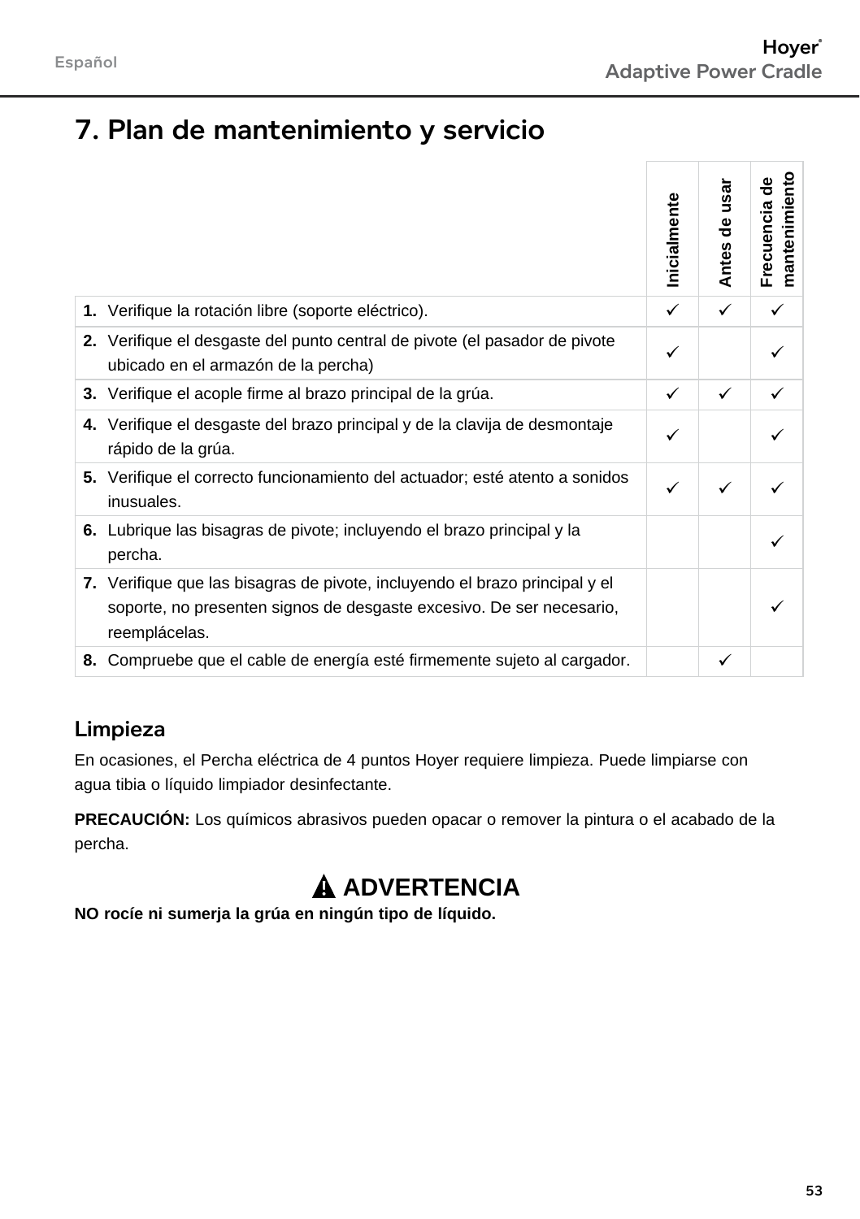# 7. Plan de mantenimiento y servicio

| | Inicialmente | Antes de usar | Frecuencia de mantenimiento |
|---|---|---|---|
| **1.** Verifique la rotación libre (soporte eléctrico). | ✓ | ✓ | ✓ |
| **2.** Verifique el desgaste del punto central de pivote (el pasador de pivote ubicado en el armazón de la percha) | ✓ | | ✓ |
| **3.** Verifique el acople firme al brazo principal de la grúa. | ✓ | ✓ | ✓ |
| **4.** Verifique el desgaste del brazo principal y de la clavija de desmontaje rápido de la grúa. | ✓ | | ✓ |
| **5.** Verifique el correcto funcionamiento del actuador; esté atento a sonidos inusuales. | ✓ | ✓ | ✓ |
| **6.** Lubrique las bisagras de pivote; incluyendo el brazo principal y la percha. | | | ✓ |
| **7.** Verifique que las bisagras de pivote, incluyendo el brazo principal y el soporte, no presenten signos de desgaste excesivo. De ser necesario, reemplácelas. | | | ✓ |
| **8.** Compruebe que el cable de energía esté firmemente sujeto al cargador. | | ✓ | |

## Limpieza

En ocasiones, el Percha eléctrica de 4 puntos Hoyer requiere limpieza. Puede limpiarse con agua tibia o líquido limpiador desinfectante.

**PRECAUCIÓN:** Los químicos abrasivos pueden opacar o remover la pintura o el acabado de la percha.

**⚠ ADVERTENCIA**

**NO rocíe ni sumerja la grúa en ningún tipo de líquido.**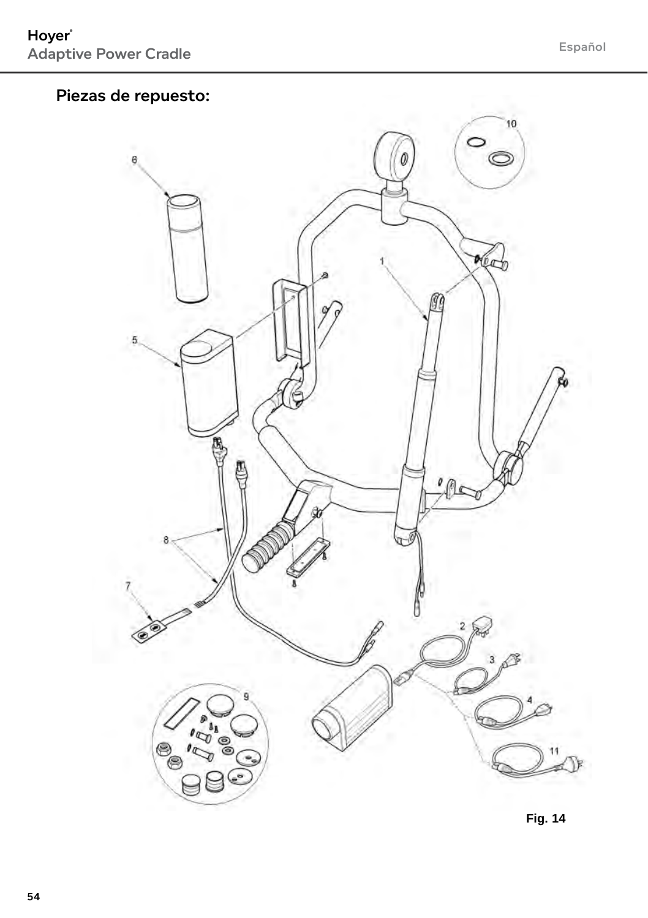## Piezas de repuesto:

Fig. 14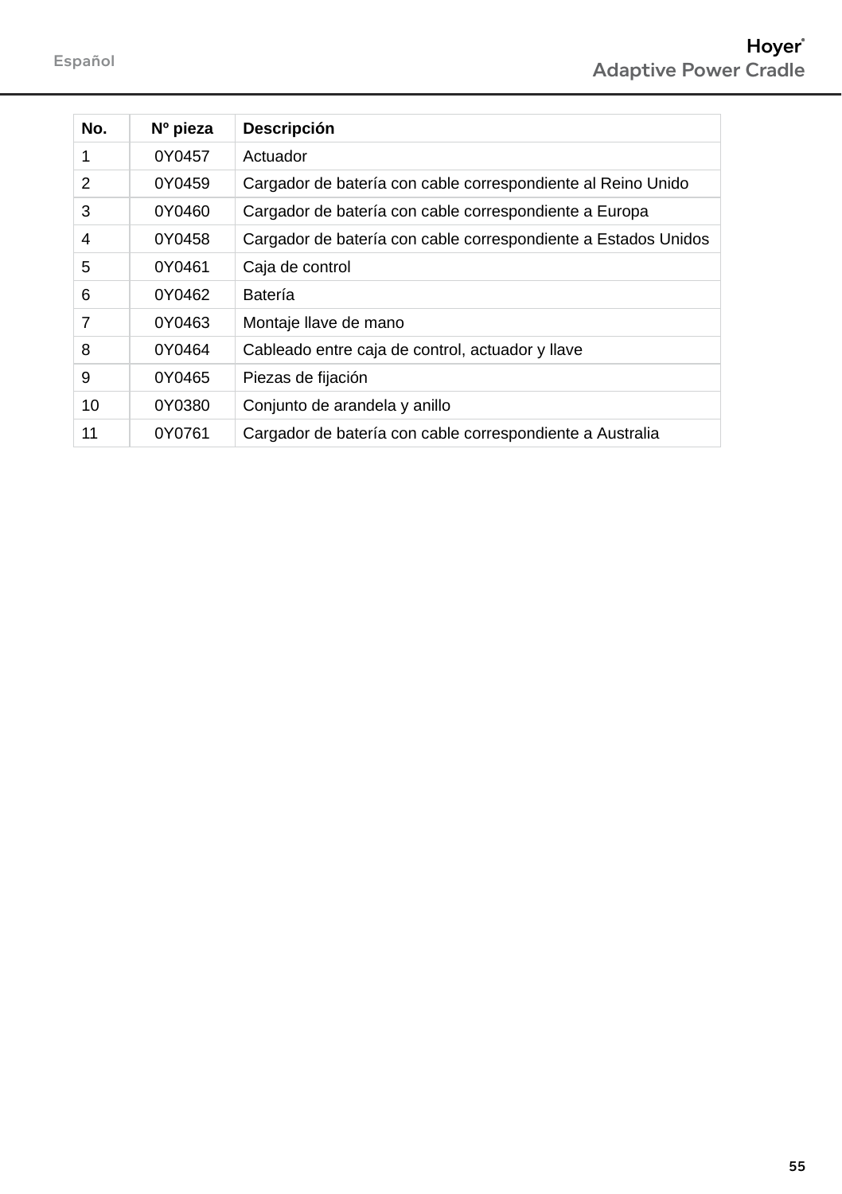| No. | Nº pieza | Descripción |
|---|---|---|
| 1 | 0Y0457 | Actuador |
| 2 | 0Y0459 | Cargador de batería con cable correspondiente al Reino Unido |
| 3 | 0Y0460 | Cargador de batería con cable correspondiente a Europa |
| 4 | 0Y0458 | Cargador de batería con cable correspondiente a Estados Unidos |
| 5 | 0Y0461 | Caja de control |
| 6 | 0Y0462 | Batería |
| 7 | 0Y0463 | Montaje llave de mano |
| 8 | 0Y0464 | Cableado entre caja de control, actuador y llave |
| 9 | 0Y0465 | Piezas de fijación |
| 10 | 0Y0380 | Conjunto de arandela y anillo |
| 11 | 0Y0761 | Cargador de batería con cable correspondiente a Australia |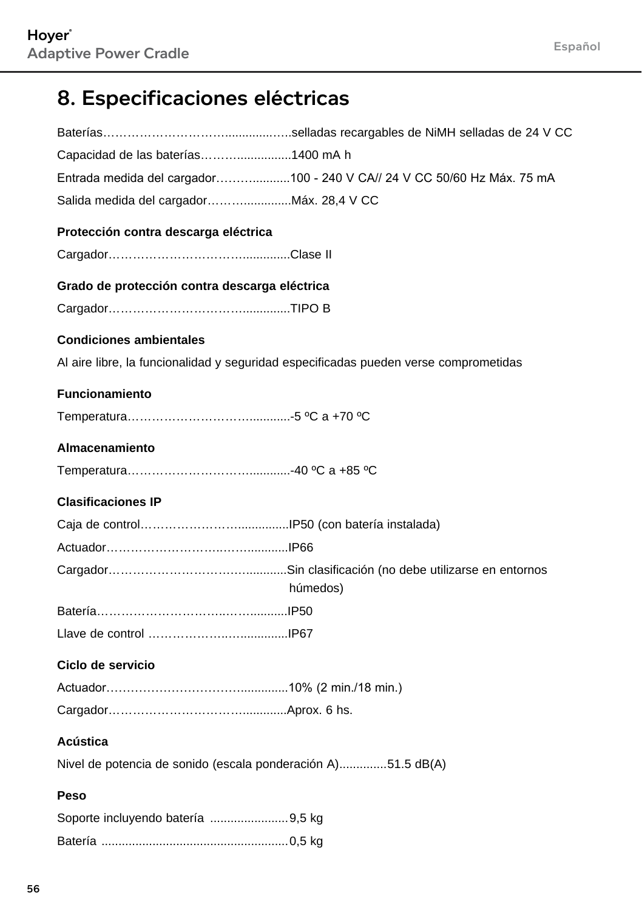## 8. Especificaciones eléctricas

Baterías……………………………..............…..selladas recargables de NiMH selladas de 24 V CC

Capacidad de las baterías………................1400 mA h

Entrada medida del cargador…….............100 - 240 V CA// 24 V CC 50/60 Hz Máx. 75 mA

Salida medida del cargador……..............Máx. 28,4 V CC

**Protección contra descarga eléctrica**

Cargador…………………………….............Clase II

**Grado de protección contra descarga eléctrica**

Cargador……………………………..............TIPO B

**Condiciones ambientales**

Al aire libre, la funcionalidad y seguridad especificadas pueden verse comprometidas

**Funcionamiento**

Temperatura……………………………...........-5 ºC a +70 ºC

**Almacenamiento**

Temperatura……………………………...........-40 ºC a +85 ºC

**Clasificaciones IP**

Caja de control……………………...............IP50 (con batería instalada)

Actuador……………………….……............IP66

Cargador……………………………...............Sin clasificación (no debe utilizarse en entornos húmedos)

Batería…………………………..……...........IP50

Llave de control ………………..….............IP67

**Ciclo de servicio**

Actuador………………………………..............10% (2 min./18 min.)

Cargador………………………………............Aprox. 6 hs.

**Acústica**

Nivel de potencia de sonido (escala ponderación A).............51.5 dB(A)

**Peso**

Soporte incluyendo batería .......................9,5 kg

Batería .......................................................0,5 kg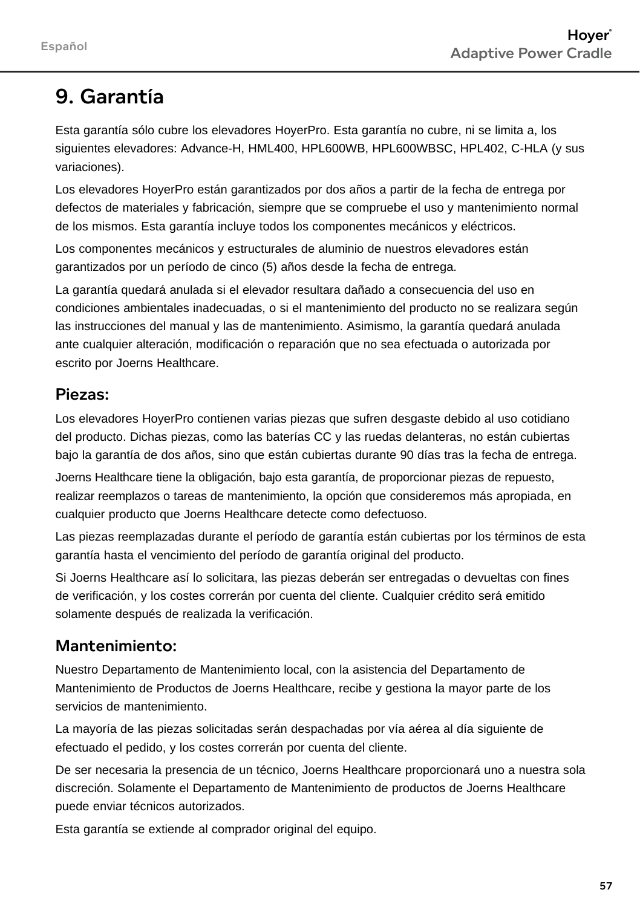# 9. Garantía

Esta garantía sólo cubre los elevadores HoyerPro. Esta garantía no cubre, ni se limita a, los siguientes elevadores: Advance-H, HML400, HPL600WB, HPL600WBSC, HPL402, C-HLA (y sus variaciones).

Los elevadores HoyerPro están garantizados por dos años a partir de la fecha de entrega por defectos de materiales y fabricación, siempre que se compruebe el uso y mantenimiento normal de los mismos. Esta garantía incluye todos los componentes mecánicos y eléctricos.

Los componentes mecánicos y estructurales de aluminio de nuestros elevadores están garantizados por un período de cinco (5) años desde la fecha de entrega.

La garantía quedará anulada si el elevador resultara dañado a consecuencia del uso en condiciones ambientales inadecuadas, o si el mantenimiento del producto no se realizara según las instrucciones del manual y las de mantenimiento. Asimismo, la garantía quedará anulada ante cualquier alteración, modificación o reparación que no sea efectuada o autorizada por escrito por Joerns Healthcare.

## Piezas:

Los elevadores HoyerPro contienen varias piezas que sufren desgaste debido al uso cotidiano del producto. Dichas piezas, como las baterías CC y las ruedas delanteras, no están cubiertas bajo la garantía de dos años, sino que están cubiertas durante 90 días tras la fecha de entrega.

Joerns Healthcare tiene la obligación, bajo esta garantía, de proporcionar piezas de repuesto, realizar reemplazos o tareas de mantenimiento, la opción que consideremos más apropiada, en cualquier producto que Joerns Healthcare detecte como defectuoso.

Las piezas reemplazadas durante el período de garantía están cubiertas por los términos de esta garantía hasta el vencimiento del período de garantía original del producto.

Si Joerns Healthcare así lo solicitara, las piezas deberán ser entregadas o devueltas con fines de verificación, y los costes correrán por cuenta del cliente. Cualquier crédito será emitido solamente después de realizada la verificación.

## Mantenimiento:

Nuestro Departamento de Mantenimiento local, con la asistencia del Departamento de Mantenimiento de Productos de Joerns Healthcare, recibe y gestiona la mayor parte de los servicios de mantenimiento.

La mayoría de las piezas solicitadas serán despachadas por vía aérea al día siguiente de efectuado el pedido, y los costes correrán por cuenta del cliente.

De ser necesaria la presencia de un técnico, Joerns Healthcare proporcionará uno a nuestra sola discreción. Solamente el Departamento de Mantenimiento de productos de Joerns Healthcare puede enviar técnicos autorizados.

Esta garantía se extiende al comprador original del equipo.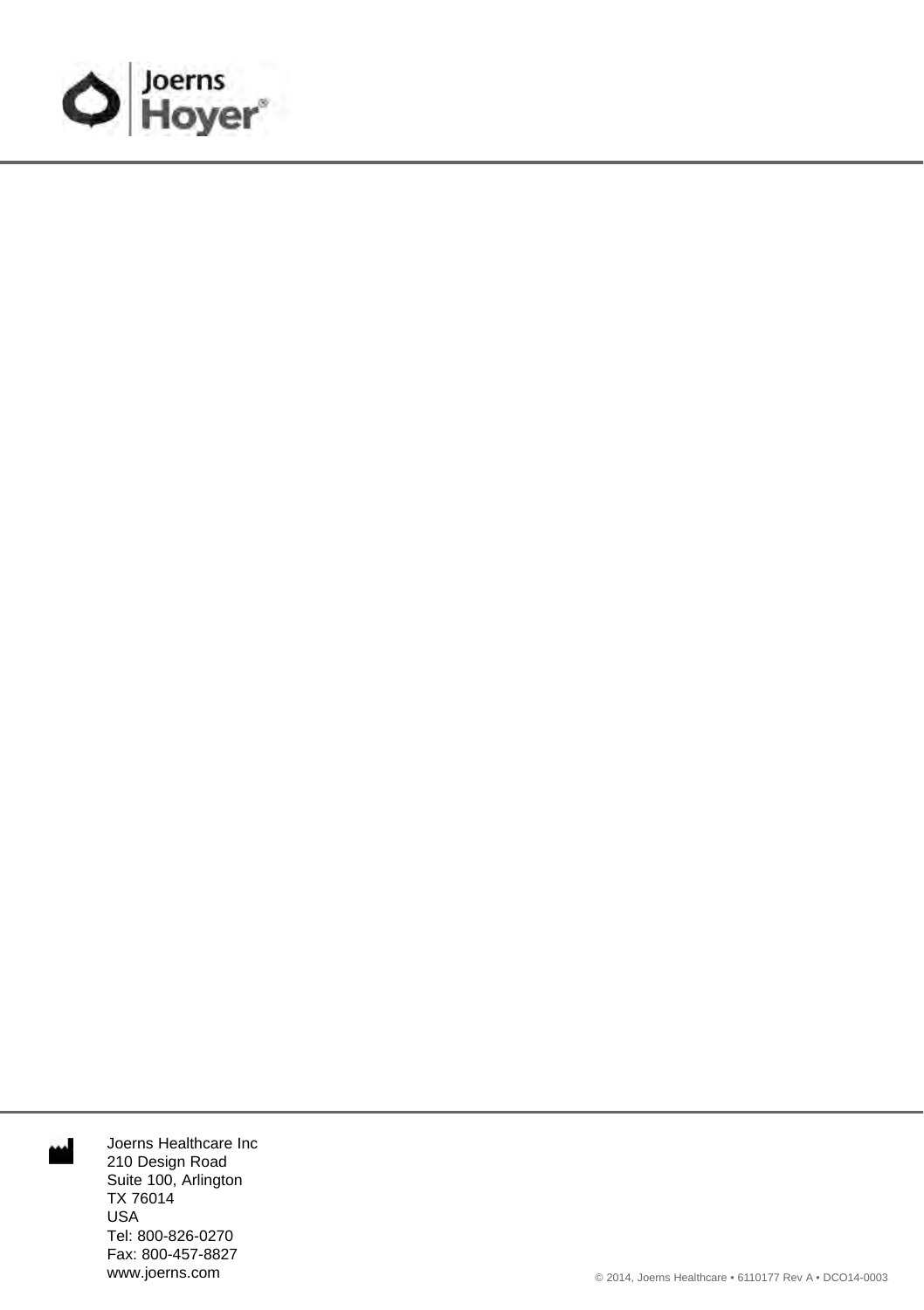Joerns Hoyer®

Joerns Healthcare Inc
210 Design Road
Suite 100, Arlington
TX 76014
USA
Tel: 800-826-0270
Fax: 800-457-8827
www.joerns.com

© 2014, Joerns Healthcare • 6110177 Rev A • DCO14-0003